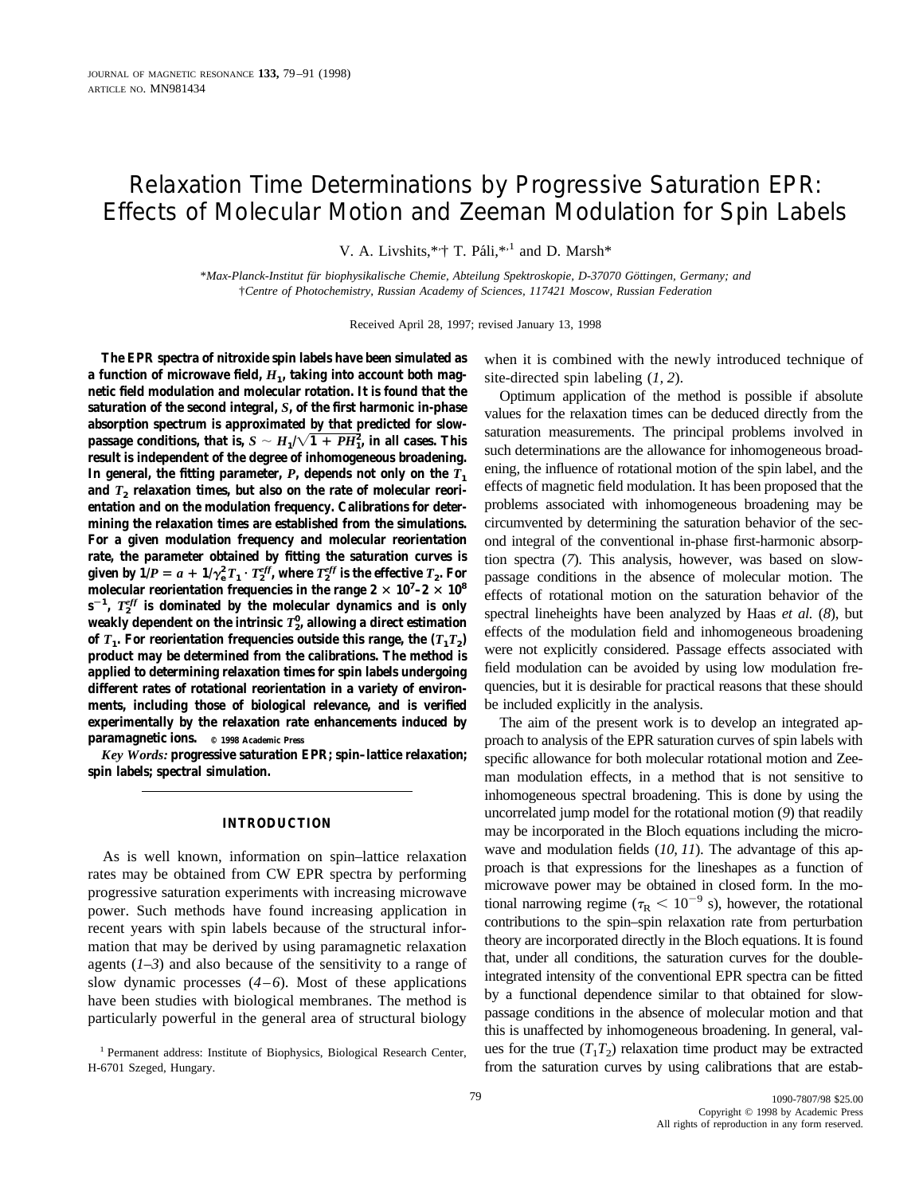# Relaxation Time Determinations by Progressive Saturation EPR: Effects of Molecular Motion and Zeeman Modulation for Spin Labels

V. A. Livshits,*,† T. Páli,*,[1] and D. Marsh*

*Max-Planck-Institut für biophysikalische Chemie, Abteilung Spektroskopie, D-37070 Göttingen, Germany; and
†Centre of Photochemistry, Russian Academy of Sciences, 117421 Moscow, Russian Federation

Received April 28, 1997; revised January 13, 1998

**The EPR spectra of nitroxide spin labels have been simulated as a function of microwave field, $H_1$, taking into account both magnetic field modulation and molecular rotation. It is found that the saturation of the second integral, $S$, of the first harmonic in-phase absorption spectrum is approximated by that predicted for slow-passage conditions, that is, $S \sim H_1/\sqrt{1 + PH_1^2}$, in all cases. This result is independent of the degree of inhomogeneous broadening. In general, the fitting parameter, $P$, depends not only on the $T_1$ and $T_2$ relaxation times, but also on the rate of molecular reorientation and on the modulation frequency. Calibrations for determining the relaxation times are established from the simulations. For a given modulation frequency and molecular reorientation rate, the parameter obtained by fitting the saturation curves is given by $1/P = a + 1/\gamma_e^2 T_1 \cdot T_2^{eff}$, where $T_2^{eff}$ is the effective $T_2$. For molecular reorientation frequencies in the range $2 \times 10^7$–$2 \times 10^8$ $s^{-1}$, $T_2^{eff}$ is dominated by the molecular dynamics and is only weakly dependent on the intrinsic $T_2^0$, allowing a direct estimation of $T_1$. For reorientation frequencies outside this range, the $(T_1T_2)$ product may be determined from the calibrations. The method is applied to determining relaxation times for spin labels undergoing different rates of rotational reorientation in a variety of environments, including those of biological relevance, and is verified experimentally by the relaxation rate enhancements induced by paramagnetic ions.** © 1998 Academic Press

*Key Words:* **progressive saturation EPR; spin–lattice relaxation; spin labels; spectral simulation.**

## INTRODUCTION

As is well known, information on spin–lattice relaxation rates may be obtained from CW EPR spectra by performing progressive saturation experiments with increasing microwave power. Such methods have found increasing application in recent years with spin labels because of the structural information that may be derived by using paramagnetic relaxation agents (*1–3*) and also because of the sensitivity to a range of slow dynamic processes (*4–6*). Most of these applications have been studies with biological membranes. The method is particularly powerful in the general area of structural biology when it is combined with the newly introduced technique of site-directed spin labeling (*1, 2*).

Optimum application of the method is possible if absolute values for the relaxation times can be deduced directly from the saturation measurements. The principal problems involved in such determinations are the allowance for inhomogeneous broadening, the influence of rotational motion of the spin label, and the effects of magnetic field modulation. It has been proposed that the problems associated with inhomogeneous broadening may be circumvented by determining the saturation behavior of the second integral of the conventional in-phase first-harmonic absorption spectra (*7*). This analysis, however, was based on slow-passage conditions in the absence of molecular motion. The effects of rotational motion on the saturation behavior of the spectral lineheights have been analyzed by Haas *et al.* (*8*), but effects of the modulation field and inhomogeneous broadening were not explicitly considered. Passage effects associated with field modulation can be avoided by using low modulation frequencies, but it is desirable for practical reasons that these should be included explicitly in the analysis.

The aim of the present work is to develop an integrated approach to analysis of the EPR saturation curves of spin labels with specific allowance for both molecular rotational motion and Zeeman modulation effects, in a method that is not sensitive to inhomogeneous spectral broadening. This is done by using the uncorrelated jump model for the rotational motion (*9*) that readily may be incorporated in the Bloch equations including the microwave and modulation fields (*10, 11*). The advantage of this approach is that expressions for the lineshapes as a function of microwave power may be obtained in closed form. In the motional narrowing regime ($\tau_R < 10^{-9}$ s), however, the rotational contributions to the spin–spin relaxation rate from perturbation theory are incorporated directly in the Bloch equations. It is found that, under all conditions, the saturation curves for the double-integrated intensity of the conventional EPR spectra can be fitted by a functional dependence similar to that obtained for slow-passage conditions in the absence of molecular motion and that this is unaffected by inhomogeneous broadening. In general, values for the true $(T_1T_2)$ relaxation time product may be extracted from the saturation curves by using calibrations that are estab-

[1] Permanent address: Institute of Biophysics, Biological Research Center, H-6701 Szeged, Hungary.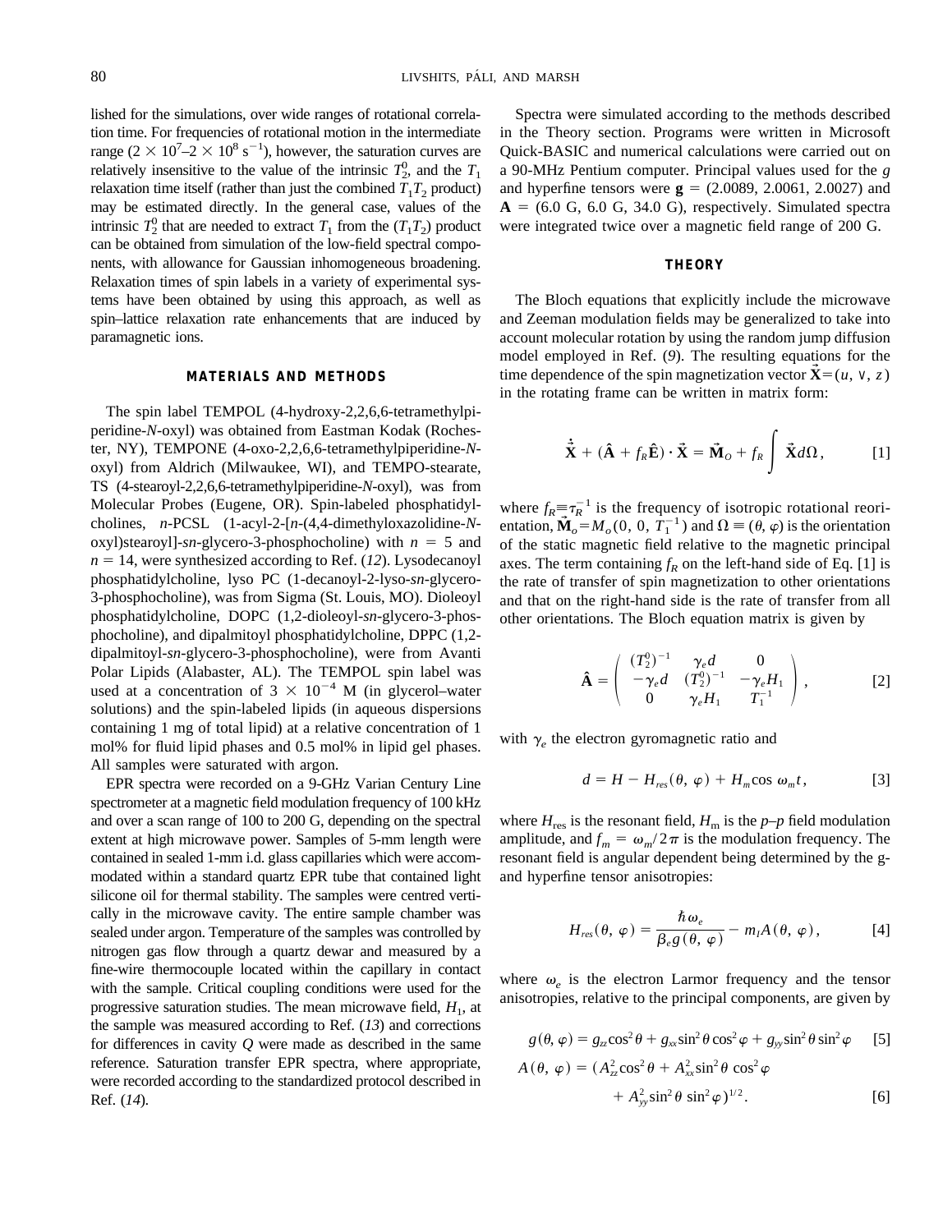lished for the simulations, over wide ranges of rotational correlation time. For frequencies of rotational motion in the intermediate range ($2 \times 10^7$–$2 \times 10^8$ s$^{-1}$), however, the saturation curves are relatively insensitive to the value of the intrinsic $T_2^0$, and the $T_1$ relaxation time itself (rather than just the combined $T_1T_2$ product) may be estimated directly. In the general case, values of the intrinsic $T_2^0$ that are needed to extract $T_1$ from the ($T_1T_2$) product can be obtained from simulation of the low-field spectral components, with allowance for Gaussian inhomogeneous broadening. Relaxation times of spin labels in a variety of experimental systems have been obtained by using this approach, as well as spin–lattice relaxation rate enhancements that are induced by paramagnetic ions.

## MATERIALS AND METHODS

The spin label TEMPOL (4-hydroxy-2,2,6,6-tetramethylpiperidine-*N*-oxyl) was obtained from Eastman Kodak (Rochester, NY), TEMPONE (4-oxo-2,2,6,6-tetramethylpiperidine-*N*-oxyl) from Aldrich (Milwaukee, WI), and TEMPO-stearate, TS (4-stearoyl-2,2,6,6-tetramethylpiperidine-*N*-oxyl), was from Molecular Probes (Eugene, OR). Spin-labeled phosphatidylcholines, *n*-PCSL (1-acyl-2-[*n*-(4,4-dimethyloxazolidine-*N*-oxyl)stearoyl]-*sn*-glycero-3-phosphocholine) with $n = 5$ and $n = 14$, were synthesized according to Ref. (*12*). Lysodecanoyl phosphatidylcholine, lyso PC (1-decanoyl-2-lyso-*sn*-glycero-3-phosphocholine), was from Sigma (St. Louis, MO). Dioleoyl phosphatidylcholine, DOPC (1,2-dioleoyl-*sn*-glycero-3-phosphocholine), and dipalmitoyl phosphatidylcholine, DPPC (1,2-dipalmitoyl-*sn*-glycero-3-phosphocholine), were from Avanti Polar Lipids (Alabaster, AL). The TEMPOL spin label was used at a concentration of $3 \times 10^{-4}$ M (in glycerol–water solutions) and the spin-labeled lipids (in aqueous dispersions containing 1 mg of total lipid) at a relative concentration of 1 mol% for fluid lipid phases and 0.5 mol% in lipid gel phases. All samples were saturated with argon.

EPR spectra were recorded on a 9-GHz Varian Century Line spectrometer at a magnetic field modulation frequency of 100 kHz and over a scan range of 100 to 200 G, depending on the spectral extent at high microwave power. Samples of 5-mm length were contained in sealed 1-mm i.d. glass capillaries which were accommodated within a standard quartz EPR tube that contained light silicone oil for thermal stability. The samples were centred vertically in the microwave cavity. The entire sample chamber was sealed under argon. Temperature of the samples was controlled by nitrogen gas flow through a quartz dewar and measured by a fine-wire thermocouple located within the capillary in contact with the sample. Critical coupling conditions were used for the progressive saturation studies. The mean microwave field, $H_1$, at the sample was measured according to Ref. (*13*) and corrections for differences in cavity $Q$ were made as described in the same reference. Saturation transfer EPR spectra, where appropriate, were recorded according to the standardized protocol described in Ref. (*14*).

Spectra were simulated according to the methods described in the Theory section. Programs were written in Microsoft Quick-BASIC and numerical calculations were carried out on a 90-MHz Pentium computer. Principal values used for the $g$ and hyperfine tensors were $\mathbf{g} = (2.0089, 2.0061, 2.0027)$ and $\mathbf{A} = (6.0\text{ G}, 6.0\text{ G}, 34.0\text{ G})$, respectively. Simulated spectra were integrated twice over a magnetic field range of 200 G.

## THEORY

The Bloch equations that explicitly include the microwave and Zeeman modulation fields may be generalized to take into account molecular rotation by using the random jump diffusion model employed in Ref. (*9*). The resulting equations for the time dependence of the spin magnetization vector $\vec{\mathbf{X}} = (u, v, z)$ in the rotating frame can be written in matrix form:

$$\dot{\vec{\mathbf{X}}} + (\hat{\mathbf{A}} + f_R\hat{\mathbf{E}}) \cdot \vec{\mathbf{X}} = \vec{\mathbf{M}}_O + f_R \int \vec{\mathbf{X}} d\Omega, \qquad [1]$$

where $f_R \equiv \tau_R^{-1}$ is the frequency of isotropic rotational reorientation, $\vec{\mathbf{M}}_o = M_o(0, 0, T_1^{-1})$ and $\Omega \equiv (\theta, \varphi)$ is the orientation of the static magnetic field relative to the magnetic principal axes. The term containing $f_R$ on the left-hand side of Eq. [1] is the rate of transfer of spin magnetization to other orientations and that on the right-hand side is the rate of transfer from all other orientations. The Bloch equation matrix is given by

$$\hat{\mathbf{A}} = \begin{pmatrix} (T_2^0)^{-1} & \gamma_e d & 0 \\ -\gamma_e d & (T_2^0)^{-1} & -\gamma_e H_1 \\ 0 & \gamma_e H_1 & T_1^{-1} \end{pmatrix}, \qquad [2]$$

with $\gamma_e$ the electron gyromagnetic ratio and

$$d = H - H_{res}(\theta, \varphi) + H_m \cos \omega_m t, \qquad [3]$$

where $H_{\text{res}}$ is the resonant field, $H_{\text{m}}$ is the *p–p* field modulation amplitude, and $f_m = \omega_m/2\pi$ is the modulation frequency. The resonant field is angular dependent being determined by the g- and hyperfine tensor anisotropies:

$$H_{res}(\theta, \varphi) = \frac{\hbar \omega_e}{\beta_e g(\theta, \varphi)} - m_I A(\theta, \varphi), \qquad [4]$$

where $\omega_e$ is the electron Larmor frequency and the tensor anisotropies, relative to the principal components, are given by

$$g(\theta, \varphi) = g_{zz}\cos^2\theta + g_{xx}\sin^2\theta\cos^2\varphi + g_{yy}\sin^2\theta\sin^2\varphi \qquad [5]$$

$$A(\theta, \varphi) = (A_{zz}^2\cos^2\theta + A_{xx}^2\sin^2\theta\cos^2\varphi + A_{yy}^2\sin^2\theta\sin^2\varphi)^{1/2}. \qquad [6]$$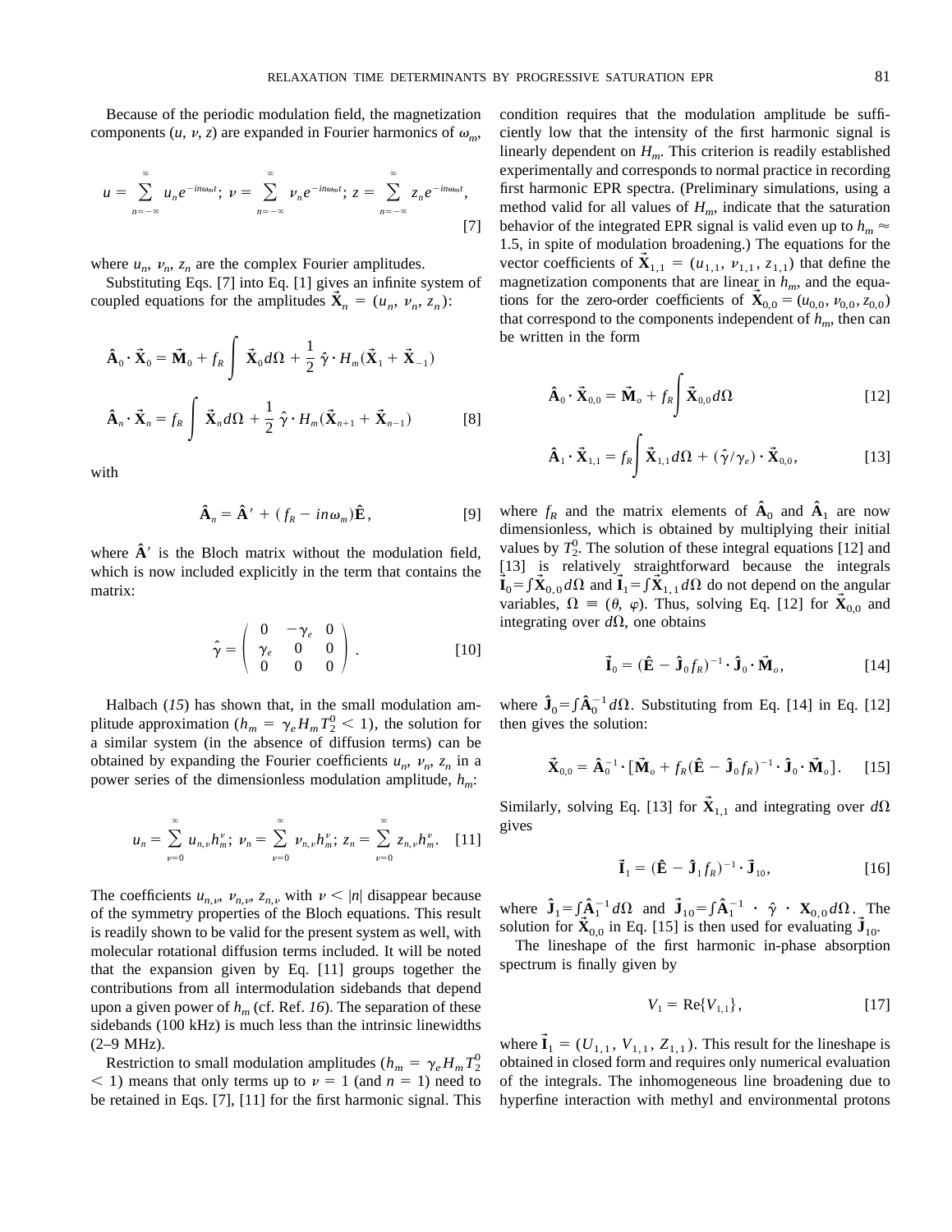Because of the periodic modulation field, the magnetization components ($u$, $v$, $z$) are expanded in Fourier harmonics of $\omega_m$,

$$u = \sum_{n=-\infty}^{\infty} u_n e^{-in\omega_m t};\ v = \sum_{n=-\infty}^{\infty} v_n e^{-in\omega_m t};\ z = \sum_{n=-\infty}^{\infty} z_n e^{-in\omega_m t}, \tag{7}$$

where $u_n$, $v_n$, $z_n$ are the complex Fourier amplitudes.

Substituting Eqs. [7] into Eq. [1] gives an infinite system of coupled equations for the amplitudes $\vec{\mathbf{X}}_n = (u_n, v_n, z_n)$:

$$\hat{\mathbf{A}}_0 \cdot \vec{\mathbf{X}}_0 = \vec{\mathbf{M}}_0 + f_R \int \vec{\mathbf{X}}_0 d\Omega + \frac{1}{2}\hat{\gamma} \cdot H_m(\vec{\mathbf{X}}_1 + \vec{\mathbf{X}}_{-1})$$

$$\hat{\mathbf{A}}_n \cdot \vec{\mathbf{X}}_n = f_R \int \vec{\mathbf{X}}_n d\Omega + \frac{1}{2}\hat{\gamma} \cdot H_m(\vec{\mathbf{X}}_{n+1} + \vec{\mathbf{X}}_{n-1}) \tag{8}$$

with

$$\hat{\mathbf{A}}_n = \hat{\mathbf{A}}' + (f_R - in\omega_m)\hat{\mathbf{E}}, \tag{9}$$

where $\hat{\mathbf{A}}'$ is the Bloch matrix without the modulation field, which is now included explicitly in the term that contains the matrix:

$$\hat{\gamma} = \begin{pmatrix} 0 & -\gamma_e & 0 \\ \gamma_e & 0 & 0 \\ 0 & 0 & 0 \end{pmatrix}. \tag{10}$$

Halbach (*15*) has shown that, in the small modulation amplitude approximation ($h_m = \gamma_e H_m T_2^0 < 1$), the solution for a similar system (in the absence of diffusion terms) can be obtained by expanding the Fourier coefficients $u_n$, $v_n$, $z_n$ in a power series of the dimensionless modulation amplitude, $h_m$:

$$u_n = \sum_{\nu=0}^{\infty} u_{n,\nu} h_m^{\nu};\ v_n = \sum_{\nu=0}^{\infty} v_{n,\nu} h_m^{\nu};\ z_n = \sum_{\nu=0}^{\infty} z_{n,\nu} h_m^{\nu}. \tag{11}$$

The coefficients $u_{n,\nu}$, $v_{n,\nu}$, $z_{n,\nu}$ with $\nu < |n|$ disappear because of the symmetry properties of the Bloch equations. This result is readily shown to be valid for the present system as well, with molecular rotational diffusion terms included. It will be noted that the expansion given by Eq. [11] groups together the contributions from all intermodulation sidebands that depend upon a given power of $h_m$ (cf. Ref. *16*). The separation of these sidebands (100 kHz) is much less than the intrinsic linewidths (2–9 MHz).

Restriction to small modulation amplitudes ($h_m = \gamma_e H_m T_2^0 < 1$) means that only terms up to $\nu = 1$ (and $n = 1$) need to be retained in Eqs. [7], [11] for the first harmonic signal. This condition requires that the modulation amplitude be sufficiently low that the intensity of the first harmonic signal is linearly dependent on $H_m$. This criterion is readily established experimentally and corresponds to normal practice in recording first harmonic EPR spectra. (Preliminary simulations, using a method valid for all values of $H_m$, indicate that the saturation behavior of the integrated EPR signal is valid even up to $h_m \approx 1.5$, in spite of modulation broadening.) The equations for the vector coefficients of $\vec{\mathbf{X}}_{1,1} = (u_{1,1}, v_{1,1}, z_{1,1})$ that define the magnetization components that are linear in $h_m$, and the equations for the zero-order coefficients of $\vec{\mathbf{X}}_{0,0} = (u_{0,0}, v_{0,0}, z_{0,0})$ that correspond to the components independent of $h_m$, then can be written in the form

$$\hat{\mathbf{A}}_0 \cdot \vec{\mathbf{X}}_{0,0} = \vec{\mathbf{M}}_o + f_R \int \vec{\mathbf{X}}_{0,0} d\Omega \tag{12}$$

$$\hat{\mathbf{A}}_1 \cdot \vec{\mathbf{X}}_{1,1} = f_R \int \vec{\mathbf{X}}_{1,1} d\Omega + (\hat{\gamma}/\gamma_e) \cdot \vec{\mathbf{X}}_{0,0}, \tag{13}$$

where $f_R$ and the matrix elements of $\hat{\mathbf{A}}_0$ and $\hat{\mathbf{A}}_1$ are now dimensionless, which is obtained by multiplying their initial values by $T_2^0$. The solution of these integral equations [12] and [13] is relatively straightforward because the integrals $\vec{\mathbf{I}}_0 = \int \vec{\mathbf{X}}_{0,0} d\Omega$ and $\vec{\mathbf{I}}_1 = \int \vec{\mathbf{X}}_{1,1} d\Omega$ do not depend on the angular variables, $\Omega \equiv (\theta, \varphi)$. Thus, solving Eq. [12] for $\vec{\mathbf{X}}_{0,0}$ and integrating over $d\Omega$, one obtains

$$\vec{\mathbf{I}}_0 = (\hat{\mathbf{E}} - \hat{\mathbf{J}}_0 f_R)^{-1} \cdot \hat{\mathbf{J}}_0 \cdot \vec{\mathbf{M}}_o, \tag{14}$$

where $\hat{\mathbf{J}}_0 = \int \hat{\mathbf{A}}_0^{-1} d\Omega$. Substituting from Eq. [14] in Eq. [12] then gives the solution:

$$\vec{\mathbf{X}}_{0,0} = \hat{\mathbf{A}}_0^{-1} \cdot [\vec{\mathbf{M}}_o + f_R(\hat{\mathbf{E}} - \hat{\mathbf{J}}_0 f_R)^{-1} \cdot \hat{\mathbf{J}}_0 \cdot \vec{\mathbf{M}}_o]. \tag{15}$$

Similarly, solving Eq. [13] for $\vec{\mathbf{X}}_{1,1}$ and integrating over $d\Omega$ gives

$$\vec{\mathbf{I}}_1 = (\hat{\mathbf{E}} - \hat{\mathbf{J}}_1 f_R)^{-1} \cdot \vec{\mathbf{J}}_{10}, \tag{16}$$

where $\hat{\mathbf{J}}_1 = \int \hat{\mathbf{A}}_1^{-1} d\Omega$ and $\vec{\mathbf{J}}_{10} = \int \hat{\mathbf{A}}_1^{-1} \cdot \hat{\gamma} \cdot \mathbf{X}_{0,0} d\Omega$. The solution for $\vec{\mathbf{X}}_{0,0}$ in Eq. [15] is then used for evaluating $\vec{\mathbf{J}}_{10}$.

The lineshape of the first harmonic in-phase absorption spectrum is finally given by

$$V_1 = \mathrm{Re}\{V_{1,1}\}, \tag{17}$$

where $\vec{\mathbf{I}}_1 = (U_{1,1}, V_{1,1}, Z_{1,1})$. This result for the lineshape is obtained in closed form and requires only numerical evaluation of the integrals. The inhomogeneous line broadening due to hyperfine interaction with methyl and environmental protons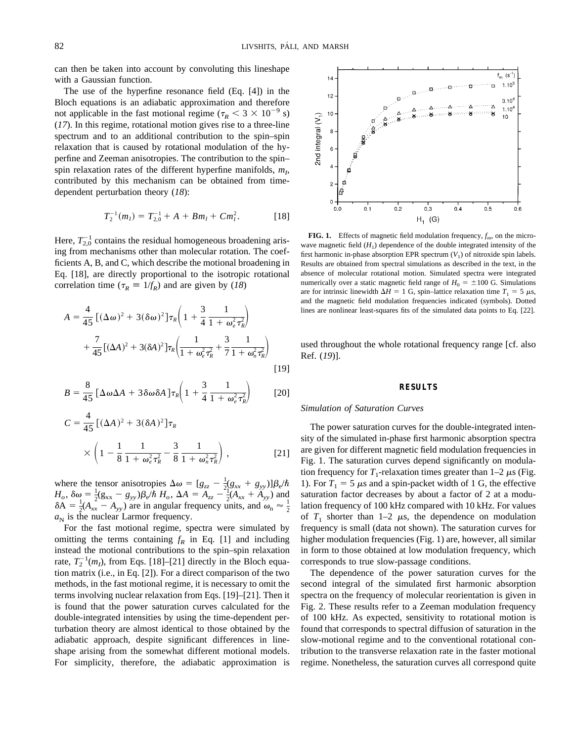can then be taken into account by convoluting this lineshape with a Gaussian function.

The use of the hyperfine resonance field (Eq. [4]) in the Bloch equations is an adiabatic approximation and therefore not applicable in the fast motional regime ($\tau_R < 3 \times 10^{-9}$ s) (*17*). In this regime, rotational motion gives rise to a three-line spectrum and to an additional contribution to the spin–spin relaxation that is caused by rotational modulation of the hyperfine and Zeeman anisotropies. The contribution to the spin–spin relaxation rates of the different hyperfine manifolds, $m_I$, contributed by this mechanism can be obtained from time-dependent perturbation theory (*18*):

$$T_2^{-1}(m_I) = T_{2,0}^{-1} + A + Bm_I + Cm_I^2. \qquad [18]$$

Here, $T_{2,0}^{-1}$ contains the residual homogeneous broadening arising from mechanisms other than molecular rotation. The coefficients A, B, and C, which describe the motional broadening in Eq. [18], are directly proportional to the isotropic rotational correlation time ($\tau_R \equiv 1/f_R$) and are given by (*18*)

$$A = \frac{4}{45}\left[(\Delta\omega)^2 + 3(\delta\omega)^2\right]\tau_R\left(1 + \frac{3}{4}\frac{1}{1+\omega_e^2\tau_R^2}\right) + \frac{7}{45}\left[(\Delta A)^2 + 3(\delta A)^2\right]\tau_R\left(\frac{1}{1+\omega_e^2\tau_R^2} + \frac{3}{7}\frac{1}{1+\omega_n^2\tau_R^2}\right) \qquad [19]$$

$$B = \frac{8}{45}\left[\Delta\omega\Delta A + 3\delta\omega\delta A\right]\tau_R\left(1 + \frac{3}{4}\frac{1}{1+\omega_e^2\tau_R^2}\right) \qquad [20]$$

$$C = \frac{4}{45}\left[(\Delta A)^2 + 3(\delta A)^2\right]\tau_R \times \left(1 - \frac{1}{8}\frac{1}{1+\omega_e^2\tau_R^2} - \frac{3}{8}\frac{1}{1+\omega_n^2\tau_R^2}\right), \qquad [21]$$

where the tensor anisotropies $\Delta\omega = [g_{zz} - \frac{1}{2}(g_{xx} + g_{yy})]\beta_e/\hbar\, H_o$, $\delta\omega = \frac{1}{2}(g_{xx} - g_{yy})\beta_e/\hbar\, H_o$, $\Delta A = A_{zz} - \frac{1}{2}(A_{xx} + A_{yy})$ and $\delta A = \frac{1}{2}(A_{xx} - A_{yy})$ are in angular frequency units, and $\omega_n \approx \frac{1}{2} a_N$ is the nuclear Larmor frequency.

For the fast motional regime, spectra were simulated by omitting the terms containing $f_R$ in Eq. [1] and including instead the motional contributions to the spin–spin relaxation rate, $T_2^{-1}(m_I)$, from Eqs. [18]–[21] directly in the Bloch equation matrix (i.e., in Eq. [2]). For a direct comparison of the two methods, in the fast motional regime, it is necessary to omit the terms involving nuclear relaxation from Eqs. [19]–[21]. Then it is found that the power saturation curves calculated for the double-integrated intensities by using the time-dependent perturbation theory are almost identical to those obtained by the adiabatic approach, despite significant differences in lineshape arising from the somewhat different motional models. For simplicity, therefore, the adiabatic approximation is used throughout the whole rotational frequency range [cf. also Ref. (*19*)].

**FIG. 1.** Effects of magnetic field modulation frequency, $f_m$, on the microwave magnetic field ($H_1$) dependence of the double integrated intensity of the first harmonic in-phase absorption EPR spectrum ($V_1$) of nitroxide spin labels. Results are obtained from spectral simulations as described in the text, in the absence of molecular rotational motion. Simulated spectra were integrated numerically over a static magnetic field range of $H_0 = \pm 100$ G. Simulations are for intrinsic linewidth $\Delta H = 1$ G, spin–lattice relaxation time $T_1 = 5$ $\mu$s, and the magnetic field modulation frequencies indicated (symbols). Dotted lines are nonlinear least-squares fits of the simulated data points to Eq. [22].

## RESULTS

### *Simulation of Saturation Curves*

The power saturation curves for the double-integrated intensity of the simulated in-phase first harmonic absorption spectra are given for different magnetic field modulation frequencies in Fig. 1. The saturation curves depend significantly on modulation frequency for $T_1$-relaxation times greater than 1–2 $\mu$s (Fig. 1). For $T_1 = 5$ $\mu$s and a spin-packet width of 1 G, the effective saturation factor decreases by about a factor of 2 at a modulation frequency of 100 kHz compared with 10 kHz. For values of $T_1$ shorter than 1–2 $\mu$s, the dependence on modulation frequency is small (data not shown). The saturation curves for higher modulation frequencies (Fig. 1) are, however, all similar in form to those obtained at low modulation frequency, which corresponds to true slow-passage conditions.

The dependence of the power saturation curves for the second integral of the simulated first harmonic absorption spectra on the frequency of molecular reorientation is given in Fig. 2. These results refer to a Zeeman modulation frequency of 100 kHz. As expected, sensitivity to rotational motion is found that corresponds to spectral diffusion of saturation in the slow-motional regime and to the conventional rotational contribution to the transverse relaxation rate in the faster motional regime. Nonetheless, the saturation curves all correspond quite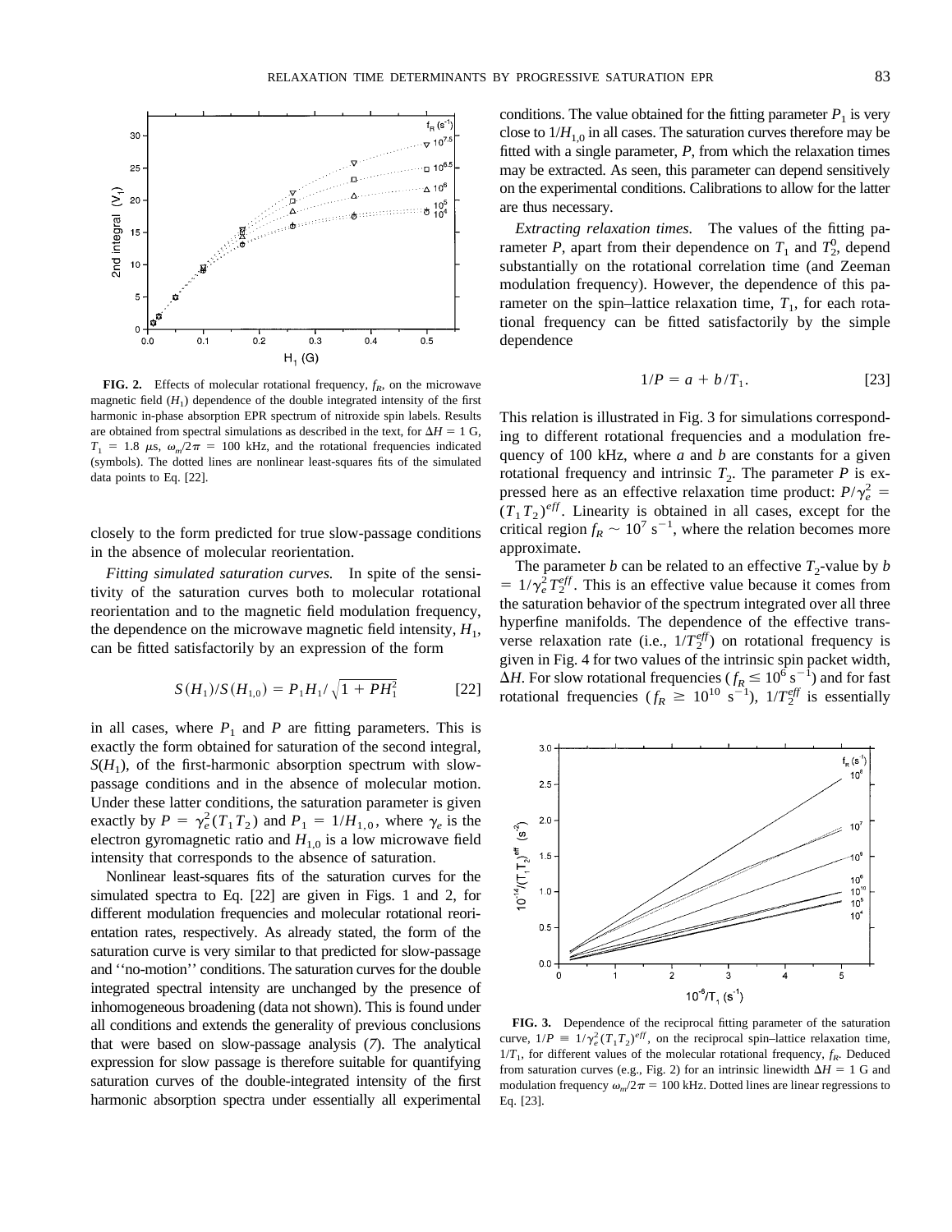FIG. 2. Effects of molecular rotational frequency, $f_R$, on the microwave magnetic field ($H_1$) dependence of the double integrated intensity of the first harmonic in-phase absorption EPR spectrum of nitroxide spin labels. Results are obtained from spectral simulations as described in the text, for $\Delta H = 1$ G, $T_1 = 1.8$ μs, $\omega_m/2\pi = 100$ kHz, and the rotational frequencies indicated (symbols). The dotted lines are nonlinear least-squares fits of the simulated data points to Eq. [22].

closely to the form predicted for true slow-passage conditions in the absence of molecular reorientation.

*Fitting simulated saturation curves.* In spite of the sensitivity of the saturation curves both to molecular rotational reorientation and to the magnetic field modulation frequency, the dependence on the microwave magnetic field intensity, $H_1$, can be fitted satisfactorily by an expression of the form

$$S(H_1)/S(H_{1,0}) = P_1 H_1/\sqrt{1 + PH_1^2} \quad [22]$$

in all cases, where $P_1$ and $P$ are fitting parameters. This is exactly the form obtained for saturation of the second integral, $S(H_1)$, of the first-harmonic absorption spectrum with slow-passage conditions and in the absence of molecular motion. Under these latter conditions, the saturation parameter is given exactly by $P = \gamma_e^2(T_1T_2)$ and $P_1 = 1/H_{1,0}$, where $\gamma_e$ is the electron gyromagnetic ratio and $H_{1,0}$ is a low microwave field intensity that corresponds to the absence of saturation.

Nonlinear least-squares fits of the saturation curves for the simulated spectra to Eq. [22] are given in Figs. 1 and 2, for different modulation frequencies and molecular rotational reorientation rates, respectively. As already stated, the form of the saturation curve is very similar to that predicted for slow-passage and ''no-motion'' conditions. The saturation curves for the double integrated spectral intensity are unchanged by the presence of inhomogeneous broadening (data not shown). This is found under all conditions and extends the generality of previous conclusions that were based on slow-passage analysis (*7*). The analytical expression for slow passage is therefore suitable for quantifying saturation curves of the double-integrated intensity of the first harmonic absorption spectra under essentially all experimental conditions. The value obtained for the fitting parameter $P_1$ is very close to $1/H_{1,0}$ in all cases. The saturation curves therefore may be fitted with a single parameter, $P$, from which the relaxation times may be extracted. As seen, this parameter can depend sensitively on the experimental conditions. Calibrations to allow for the latter are thus necessary.

*Extracting relaxation times.* The values of the fitting parameter $P$, apart from their dependence on $T_1$ and $T_2^0$, depend substantially on the rotational correlation time (and Zeeman modulation frequency). However, the dependence of this parameter on the spin–lattice relaxation time, $T_1$, for each rotational frequency can be fitted satisfactorily by the simple dependence

$$1/P = a + b/T_1. \quad [23]$$

This relation is illustrated in Fig. 3 for simulations corresponding to different rotational frequencies and a modulation frequency of 100 kHz, where $a$ and $b$ are constants for a given rotational frequency and intrinsic $T_2$. The parameter $P$ is expressed here as an effective relaxation time product: $P/\gamma_e^2 = (T_1T_2)^{eff}$. Linearity is obtained in all cases, except for the critical region $f_R \sim 10^7$ s$^{-1}$, where the relation becomes more approximate.

The parameter $b$ can be related to an effective $T_2$-value by $b = 1/\gamma_e^2 T_2^{eff}$. This is an effective value because it comes from the saturation behavior of the spectrum integrated over all three hyperfine manifolds. The dependence of the effective transverse relaxation rate (i.e., $1/T_2^{eff}$) on rotational frequency is given in Fig. 4 for two values of the intrinsic spin packet width, $\Delta H$. For slow rotational frequencies ($f_R \leq 10^6$ s$^{-1}$) and for fast rotational frequencies ($f_R \geq 10^{10}$ s$^{-1}$), $1/T_2^{eff}$ is essentially

FIG. 3. Dependence of the reciprocal fitting parameter of the saturation curve, $1/P \equiv 1/\gamma_e^2(T_1T_2)^{eff}$, on the reciprocal spin–lattice relaxation time, $1/T_1$, for different values of the molecular rotational frequency, $f_R$. Deduced from saturation curves (e.g., Fig. 2) for an intrinsic linewidth $\Delta H = 1$ G and modulation frequency $\omega_m/2\pi = 100$ kHz. Dotted lines are linear regressions to Eq. [23].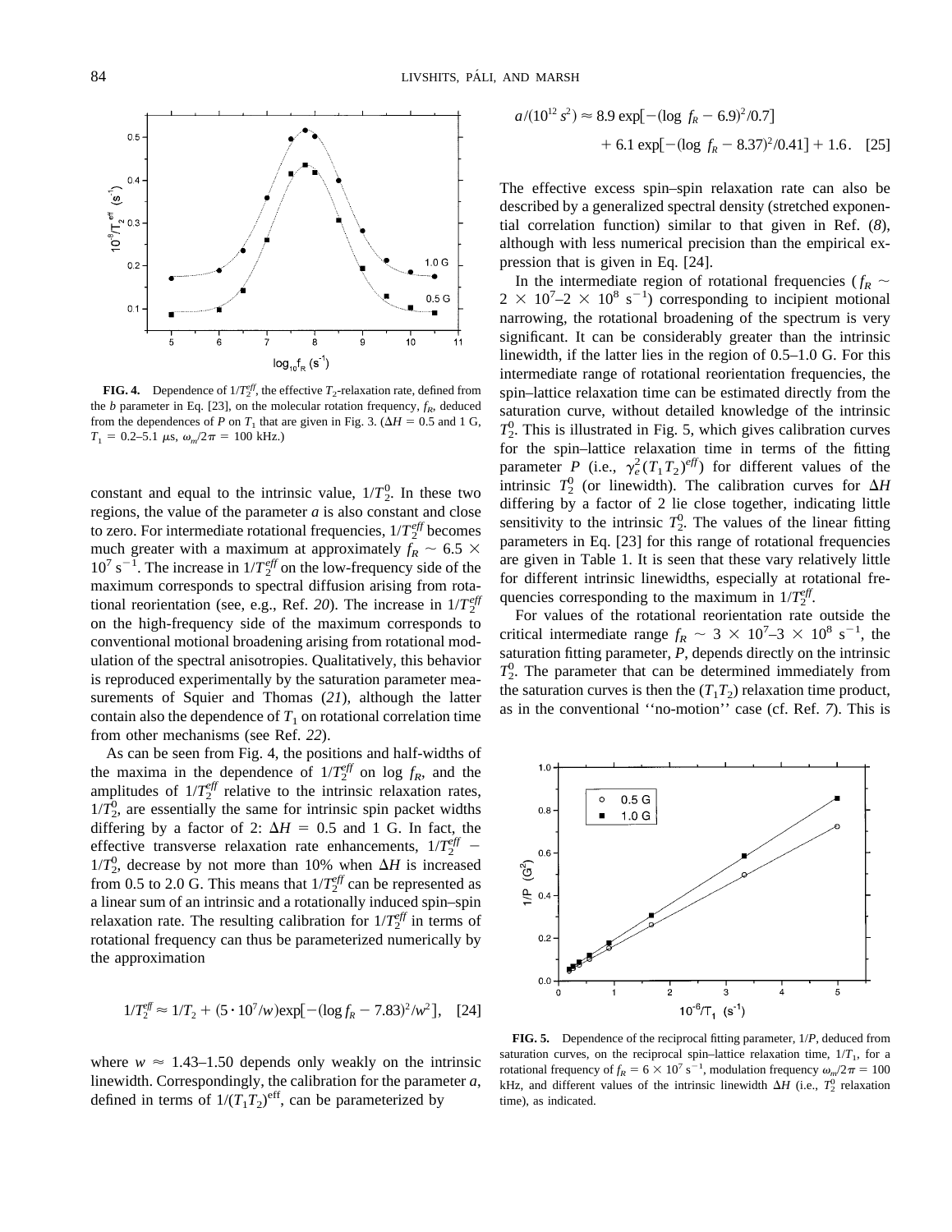**FIG. 4.** Dependence of $1/T_2^{eff}$, the effective $T_2$-relaxation rate, defined from the $b$ parameter in Eq. [23], on the molecular rotation frequency, $f_R$, deduced from the dependences of $P$ on $T_1$ that are given in Fig. 3. ($\Delta H = 0.5$ and 1 G, $T_1 = 0.2$–5.1 μs, $\omega_m/2\pi = 100$ kHz.)

constant and equal to the intrinsic value, $1/T_2^0$. In these two regions, the value of the parameter $a$ is also constant and close to zero. For intermediate rotational frequencies, $1/T_2^{eff}$ becomes much greater with a maximum at approximately $f_R \sim 6.5 \times 10^7$ s$^{-1}$. The increase in $1/T_2^{eff}$ on the low-frequency side of the maximum corresponds to spectral diffusion arising from rotational reorientation (see, e.g., Ref. *20*). The increase in $1/T_2^{eff}$ on the high-frequency side of the maximum corresponds to conventional motional broadening arising from rotational modulation of the spectral anisotropies. Qualitatively, this behavior is reproduced experimentally by the saturation parameter measurements of Squier and Thomas (*21*), although the latter contain also the dependence of $T_1$ on rotational correlation time from other mechanisms (see Ref. *22*).

As can be seen from Fig. 4, the positions and half-widths of the maxima in the dependence of $1/T_2^{eff}$ on log $f_R$, and the amplitudes of $1/T_2^{eff}$ relative to the intrinsic relaxation rates, $1/T_2^0$, are essentially the same for intrinsic spin packet widths differing by a factor of 2: $\Delta H = 0.5$ and 1 G. In fact, the effective transverse relaxation rate enhancements, $1/T_2^{eff} - 1/T_2^0$, decrease by not more than 10% when $\Delta H$ is increased from 0.5 to 2.0 G. This means that $1/T_2^{eff}$ can be represented as a linear sum of an intrinsic and a rotationally induced spin–spin relaxation rate. The resulting calibration for $1/T_2^{eff}$ in terms of rotational frequency can thus be parameterized numerically by the approximation

$$1/T_2^{eff} \approx 1/T_2 + (5 \cdot 10^7/w)\exp[-(\log f_R - 7.83)^2/w^2], \quad [24]$$

where $w \approx 1.43$–1.50 depends only weakly on the intrinsic linewidth. Correspondingly, the calibration for the parameter $a$, defined in terms of $1/(T_1T_2)^{eff}$, can be parameterized by

$$a/(10^{12}\,s^2) \approx 8.9\exp[-(\log\, f_R - 6.9)^2/0.7] + 6.1\exp[-(\log\, f_R - 8.37)^2/0.41] + 1.6. \quad [25]$$

The effective excess spin–spin relaxation rate can also be described by a generalized spectral density (stretched exponential correlation function) similar to that given in Ref. (*8*), although with less numerical precision than the empirical expression that is given in Eq. [24].

In the intermediate region of rotational frequencies ($f_R \sim 2 \times 10^7$–$2 \times 10^8$ s$^{-1}$) corresponding to incipient motional narrowing, the rotational broadening of the spectrum is very significant. It can be considerably greater than the intrinsic linewidth, if the latter lies in the region of 0.5–1.0 G. For this intermediate range of rotational reorientation frequencies, the spin–lattice relaxation time can be estimated directly from the saturation curve, without detailed knowledge of the intrinsic $T_2^0$. This is illustrated in Fig. 5, which gives calibration curves for the spin–lattice relaxation time in terms of the fitting parameter $P$ (i.e., $\gamma_e^2(T_1T_2)^{eff}$) for different values of the intrinsic $T_2^0$ (or linewidth). The calibration curves for $\Delta H$ differing by a factor of 2 lie close together, indicating little sensitivity to the intrinsic $T_2^0$. The values of the linear fitting parameters in Eq. [23] for this range of rotational frequencies are given in Table 1. It is seen that these vary relatively little for different intrinsic linewidths, especially at rotational frequencies corresponding to the maximum in $1/T_2^{eff}$.

For values of the rotational reorientation rate outside the critical intermediate range $f_R \sim 3 \times 10^7$–$3 \times 10^8$ s$^{-1}$, the saturation fitting parameter, $P$, depends directly on the intrinsic $T_2^0$. The parameter that can be determined immediately from the saturation curves is then the $(T_1T_2)$ relaxation time product, as in the conventional ''no-motion'' case (cf. Ref. *7*). This is

**FIG. 5.** Dependence of the reciprocal fitting parameter, $1/P$, deduced from saturation curves, on the reciprocal spin–lattice relaxation time, $1/T_1$, for a rotational frequency of $f_R = 6 \times 10^7$ s$^{-1}$, modulation frequency $\omega_m/2\pi = 100$ kHz, and different values of the intrinsic linewidth $\Delta H$ (i.e., $T_2^0$ relaxation time), as indicated.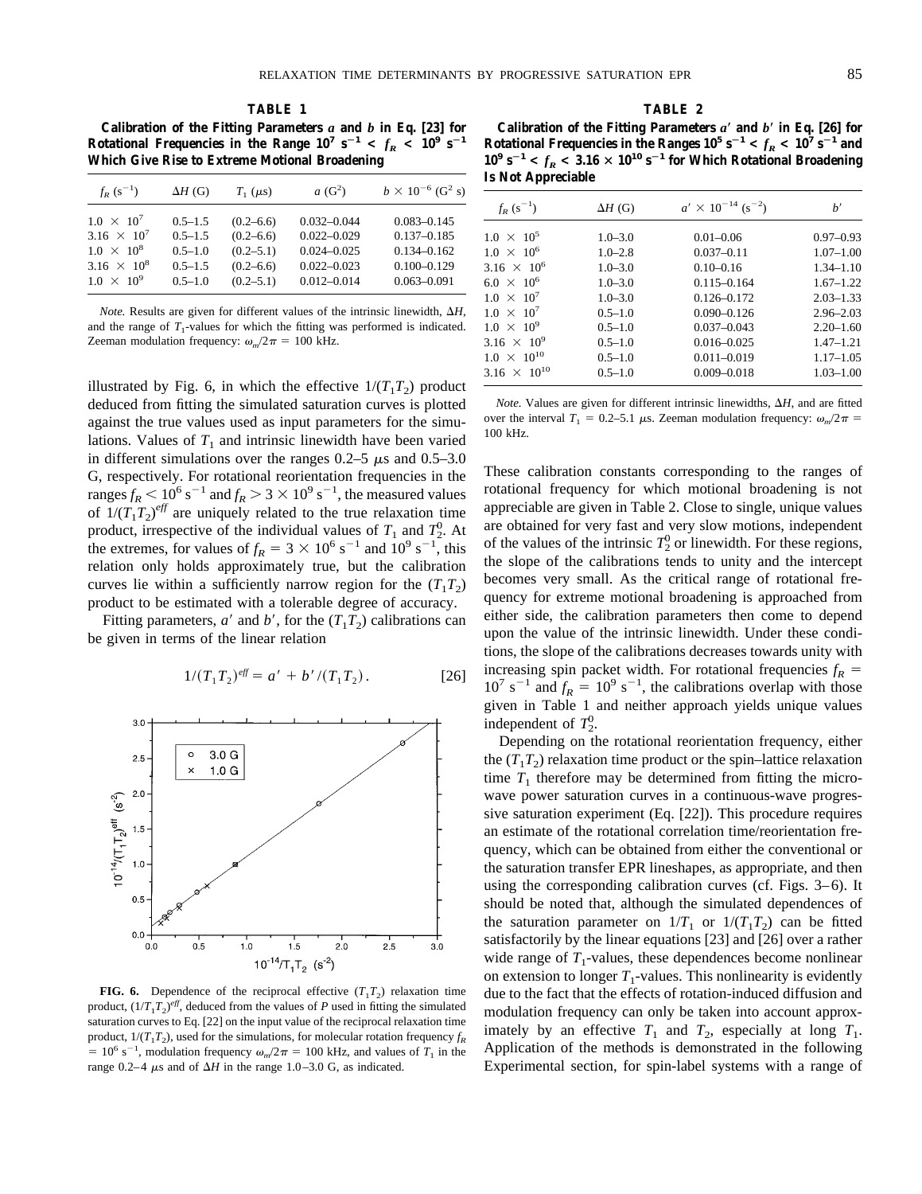**TABLE 1**

**Calibration of the Fitting Parameters $a$ and $b$ in Eq. [23] for Rotational Frequencies in the Range $10^7$ s$^{-1}$ < $f_R$ < $10^9$ s$^{-1}$ Which Give Rise to Extreme Motional Broadening**

| $f_R$ (s$^{-1}$) | $\Delta H$ (G) | $T_1$ ($\mu$s) | $a$ (G$^2$) | $b \times 10^{-6}$ (G$^2$ s) |
|---|---|---|---|---|
| $1.0 \times 10^7$ | 0.5–1.5 | (0.2–6.6) | 0.032–0.044 | 0.083–0.145 |
| $3.16 \times 10^7$ | 0.5–1.5 | (0.2–6.6) | 0.022–0.029 | 0.137–0.185 |
| $1.0 \times 10^8$ | 0.5–1.0 | (0.2–5.1) | 0.024–0.025 | 0.134–0.162 |
| $3.16 \times 10^8$ | 0.5–1.5 | (0.2–6.6) | 0.022–0.023 | 0.100–0.129 |
| $1.0 \times 10^9$ | 0.5–1.0 | (0.2–5.1) | 0.012–0.014 | 0.063–0.091 |

*Note.* Results are given for different values of the intrinsic linewidth, $\Delta H$, and the range of $T_1$-values for which the fitting was performed is indicated. Zeeman modulation frequency: $\omega_m/2\pi = 100$ kHz.

illustrated by Fig. 6, in which the effective $1/(T_1T_2)$ product deduced from fitting the simulated saturation curves is plotted against the true values used as input parameters for the simulations. Values of $T_1$ and intrinsic linewidth have been varied in different simulations over the ranges 0.2–5 $\mu$s and 0.5–3.0 G, respectively. For rotational reorientation frequencies in the ranges $f_R < 10^6$ s$^{-1}$ and $f_R > 3 \times 10^9$ s$^{-1}$, the measured values of $1/(T_1T_2)^{eff}$ are uniquely related to the true relaxation time product, irrespective of the individual values of $T_1$ and $T_2^0$. At the extremes, for values of $f_R = 3 \times 10^6$ s$^{-1}$ and $10^9$ s$^{-1}$, this relation only holds approximately true, but the calibration curves lie within a sufficiently narrow region for the $(T_1T_2)$ product to be estimated with a tolerable degree of accuracy.

Fitting parameters, $a'$ and $b'$, for the $(T_1T_2)$ calibrations can be given in terms of the linear relation

$$1/(T_1T_2)^{eff} = a' + b'/(T_1T_2). \quad [26]$$

**FIG. 6.** Dependence of the reciprocal effective $(T_1T_2)$ relaxation time product, $(1/T_1T_2)^{eff}$, deduced from the values of $P$ used in fitting the simulated saturation curves to Eq. [22] on the input value of the reciprocal relaxation time product, $1/(T_1T_2)$, used for the simulations, for molecular rotation frequency $f_R = 10^6$ s$^{-1}$, modulation frequency $\omega_m/2\pi = 100$ kHz, and values of $T_1$ in the range 0.2–4 $\mu$s and of $\Delta H$ in the range 1.0–3.0 G, as indicated.

**TABLE 2**

**Calibration of the Fitting Parameters $a'$ and $b'$ in Eq. [26] for Rotational Frequencies in the Ranges $10^5$ s$^{-1}$ < $f_R$ < $10^7$ s$^{-1}$ and $10^9$ s$^{-1}$ < $f_R$ < $3.16 \times 10^{10}$ s$^{-1}$ for Which Rotational Broadening Is Not Appreciable**

| $f_R$ (s$^{-1}$) | $\Delta H$ (G) | $a' \times 10^{-14}$ (s$^{-2}$) | $b'$ |
|---|---|---|---|
| $1.0 \times 10^5$ | 1.0–3.0 | 0.01–0.06 | 0.97–0.93 |
| $1.0 \times 10^6$ | 1.0–2.8 | 0.037–0.11 | 1.07–1.00 |
| $3.16 \times 10^6$ | 1.0–3.0 | 0.10–0.16 | 1.34–1.10 |
| $6.0 \times 10^6$ | 1.0–3.0 | 0.115–0.164 | 1.67–1.22 |
| $1.0 \times 10^7$ | 1.0–3.0 | 0.126–0.172 | 2.03–1.33 |
| $1.0 \times 10^7$ | 0.5–1.0 | 0.090–0.126 | 2.96–2.03 |
| $1.0 \times 10^9$ | 0.5–1.0 | 0.037–0.043 | 2.20–1.60 |
| $3.16 \times 10^9$ | 0.5–1.0 | 0.016–0.025 | 1.47–1.21 |
| $1.0 \times 10^{10}$ | 0.5–1.0 | 0.011–0.019 | 1.17–1.05 |
| $3.16 \times 10^{10}$ | 0.5–1.0 | 0.009–0.018 | 1.03–1.00 |

*Note.* Values are given for different intrinsic linewidths, $\Delta H$, and are fitted over the interval $T_1$ = 0.2–5.1 $\mu$s. Zeeman modulation frequency: $\omega_m/2\pi$ = 100 kHz.

These calibration constants corresponding to the ranges of rotational frequency for which motional broadening is not appreciable are given in Table 2. Close to single, unique values are obtained for very fast and very slow motions, independent of the values of the intrinsic $T_2^0$ or linewidth. For these regions, the slope of the calibrations tends to unity and the intercept becomes very small. As the critical range of rotational frequency for extreme motional broadening is approached from either side, the calibration parameters then come to depend upon the value of the intrinsic linewidth. Under these conditions, the slope of the calibrations decreases towards unity with increasing spin packet width. For rotational frequencies $f_R = 10^7$ s$^{-1}$ and $f_R = 10^9$ s$^{-1}$, the calibrations overlap with those given in Table 1 and neither approach yields unique values independent of $T_2^0$.

Depending on the rotational reorientation frequency, either the $(T_1T_2)$ relaxation time product or the spin–lattice relaxation time $T_1$ therefore may be determined from fitting the microwave power saturation curves in a continuous-wave progressive saturation experiment (Eq. [22]). This procedure requires an estimate of the rotational correlation time/reorientation frequency, which can be obtained from either the conventional or the saturation transfer EPR lineshapes, as appropriate, and then using the corresponding calibration curves (cf. Figs. 3–6). It should be noted that, although the simulated dependences of the saturation parameter on $1/T_1$ or $1/(T_1T_2)$ can be fitted satisfactorily by the linear equations [23] and [26] over a rather wide range of $T_1$-values, these dependences become nonlinear on extension to longer $T_1$-values. This nonlinearity is evidently due to the fact that the effects of rotation-induced diffusion and modulation frequency can only be taken into account approximately by an effective $T_1$ and $T_2$, especially at long $T_1$. Application of the methods is demonstrated in the following Experimental section, for spin-label systems with a range of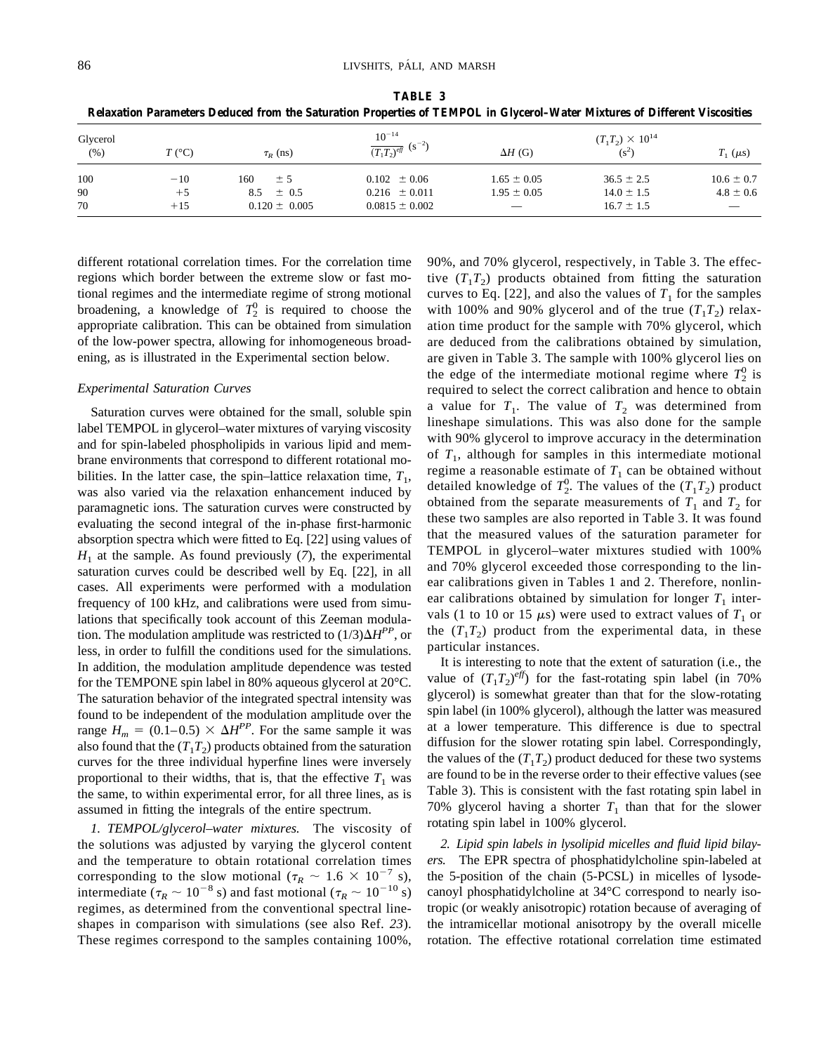**TABLE 3**
**Relaxation Parameters Deduced from the Saturation Properties of TEMPOL in Glycerol–Water Mixtures of Different Viscosities**

| Glycerol (%) | $T$ (°C) | $\tau_R$ (ns) | $\frac{10^{-14}}{(T_1T_2)^{eff}}$ ($s^{-2}$) | $\Delta H$ (G) | $(T_1T_2) \times 10^{14}$ ($s^2$) | $T_1$ ($\mu$s) |
|---|---|---|---|---|---|---|
| 100 | −10 | 160 ± 5 | 0.102 ± 0.06 | 1.65 ± 0.05 | 36.5 ± 2.5 | 10.6 ± 0.7 |
| 90 | +5 | 8.5 ± 0.5 | 0.216 ± 0.011 | 1.95 ± 0.05 | 14.0 ± 1.5 | 4.8 ± 0.6 |
| 70 | +15 | 0.120 ± 0.005 | 0.0815 ± 0.002 | — | 16.7 ± 1.5 | — |

different rotational correlation times. For the correlation time regions which border between the extreme slow or fast motional regimes and the intermediate regime of strong motional broadening, a knowledge of $T_2^0$ is required to choose the appropriate calibration. This can be obtained from simulation of the low-power spectra, allowing for inhomogeneous broadening, as is illustrated in the Experimental section below.

### *Experimental Saturation Curves*

Saturation curves were obtained for the small, soluble spin label TEMPOL in glycerol–water mixtures of varying viscosity and for spin-labeled phospholipids in various lipid and membrane environments that correspond to different rotational mobilities. In the latter case, the spin–lattice relaxation time, $T_1$, was also varied via the relaxation enhancement induced by paramagnetic ions. The saturation curves were constructed by evaluating the second integral of the in-phase first-harmonic absorption spectra which were fitted to Eq. [22] using values of $H_1$ at the sample. As found previously (*7*), the experimental saturation curves could be described well by Eq. [22], in all cases. All experiments were performed with a modulation frequency of 100 kHz, and calibrations were used from simulations that specifically took account of this Zeeman modulation. The modulation amplitude was restricted to $(1/3)\Delta H^{PP}$, or less, in order to fulfill the conditions used for the simulations. In addition, the modulation amplitude dependence was tested for the TEMPONE spin label in 80% aqueous glycerol at 20°C. The saturation behavior of the integrated spectral intensity was found to be independent of the modulation amplitude over the range $H_m = (0.1–0.5) \times \Delta H^{PP}$. For the same sample it was also found that the $(T_1T_2)$ products obtained from the saturation curves for the three individual hyperfine lines were inversely proportional to their widths, that is, that the effective $T_1$ was the same, to within experimental error, for all three lines, as is assumed in fitting the integrals of the entire spectrum.

*1. TEMPOL/glycerol–water mixtures.* The viscosity of the solutions was adjusted by varying the glycerol content and the temperature to obtain rotational correlation times corresponding to the slow motional ($\tau_R \sim 1.6 \times 10^{-7}$ s), intermediate ($\tau_R \sim 10^{-8}$ s) and fast motional ($\tau_R \sim 10^{-10}$ s) regimes, as determined from the conventional spectral lineshapes in comparison with simulations (see also Ref. *23*). These regimes correspond to the samples containing 100%, 90%, and 70% glycerol, respectively, in Table 3. The effective $(T_1T_2)$ products obtained from fitting the saturation curves to Eq. [22], and also the values of $T_1$ for the samples with 100% and 90% glycerol and of the true $(T_1T_2)$ relaxation time product for the sample with 70% glycerol, which are deduced from the calibrations obtained by simulation, are given in Table 3. The sample with 100% glycerol lies on the edge of the intermediate motional regime where $T_2^0$ is required to select the correct calibration and hence to obtain a value for $T_1$. The value of $T_2$ was determined from lineshape simulations. This was also done for the sample with 90% glycerol to improve accuracy in the determination of $T_1$, although for samples in this intermediate motional regime a reasonable estimate of $T_1$ can be obtained without detailed knowledge of $T_2^0$. The values of the $(T_1T_2)$ product obtained from the separate measurements of $T_1$ and $T_2$ for these two samples are also reported in Table 3. It was found that the measured values of the saturation parameter for TEMPOL in glycerol–water mixtures studied with 100% and 70% glycerol exceeded those corresponding to the linear calibrations given in Tables 1 and 2. Therefore, nonlinear calibrations obtained by simulation for longer $T_1$ intervals (1 to 10 or 15 $\mu$s) were used to extract values of $T_1$ or the $(T_1T_2)$ product from the experimental data, in these particular instances.

It is interesting to note that the extent of saturation (i.e., the value of $(T_1T_2)^{eff}$) for the fast-rotating spin label (in 70% glycerol) is somewhat greater than that for the slow-rotating spin label (in 100% glycerol), although the latter was measured at a lower temperature. This difference is due to spectral diffusion for the slower rotating spin label. Correspondingly, the values of the $(T_1T_2)$ product deduced for these two systems are found to be in the reverse order to their effective values (see Table 3). This is consistent with the fast rotating spin label in 70% glycerol having a shorter $T_1$ than that for the slower rotating spin label in 100% glycerol.

*2. Lipid spin labels in lysolipid micelles and fluid lipid bilayers.* The EPR spectra of phosphatidylcholine spin-labeled at the 5-position of the chain (5-PCSL) in micelles of lysodecanoyl phosphatidylcholine at 34°C correspond to nearly isotropic (or weakly anisotropic) rotation because of averaging of the intramicellar motional anisotropy by the overall micelle rotation. The effective rotational correlation time estimated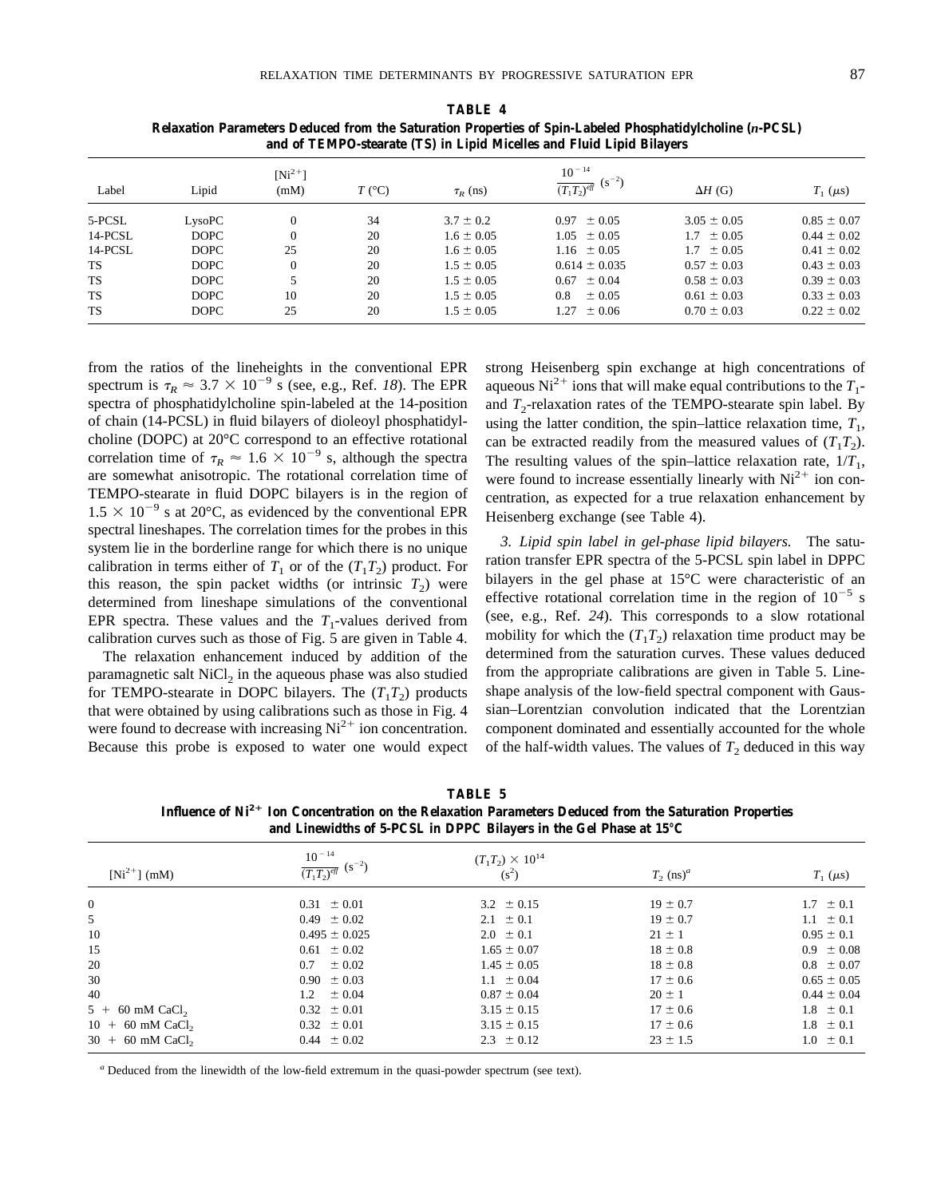**TABLE 4**
**Relaxation Parameters Deduced from the Saturation Properties of Spin-Labeled Phosphatidylcholine (*n*-PCSL) and of TEMPO-stearate (TS) in Lipid Micelles and Fluid Lipid Bilayers**

| Label | Lipid | $[Ni^{2+}]$ (mM) | $T$ (°C) | $\tau_R$ (ns) | $\frac{10^{-14}}{(T_1T_2)^{eff}}$ ($s^{-2}$) | $\Delta H$ (G) | $T_1$ ($\mu$s) |
|---|---|---|---|---|---|---|---|
| 5-PCSL | LysoPC | 0 | 34 | $3.7 \pm 0.2$ | $0.97 \pm 0.05$ | $3.05 \pm 0.05$ | $0.85 \pm 0.07$ |
| 14-PCSL | DOPC | 0 | 20 | $1.6 \pm 0.05$ | $1.05 \pm 0.05$ | $1.7 \pm 0.05$ | $0.44 \pm 0.02$ |
| 14-PCSL | DOPC | 25 | 20 | $1.6 \pm 0.05$ | $1.16 \pm 0.05$ | $1.7 \pm 0.05$ | $0.41 \pm 0.02$ |
| TS | DOPC | 0 | 20 | $1.5 \pm 0.05$ | $0.614 \pm 0.035$ | $0.57 \pm 0.03$ | $0.43 \pm 0.03$ |
| TS | DOPC | 5 | 20 | $1.5 \pm 0.05$ | $0.67 \pm 0.04$ | $0.58 \pm 0.03$ | $0.39 \pm 0.03$ |
| TS | DOPC | 10 | 20 | $1.5 \pm 0.05$ | $0.8 \pm 0.05$ | $0.61 \pm 0.03$ | $0.33 \pm 0.03$ |
| TS | DOPC | 25 | 20 | $1.5 \pm 0.05$ | $1.27 \pm 0.06$ | $0.70 \pm 0.03$ | $0.22 \pm 0.02$ |

from the ratios of the lineheights in the conventional EPR spectrum is $\tau_R \approx 3.7 \times 10^{-9}$ s (see, e.g., Ref. *18*). The EPR spectra of phosphatidylcholine spin-labeled at the 14-position of chain (14-PCSL) in fluid bilayers of dioleoyl phosphatidylcholine (DOPC) at 20°C correspond to an effective rotational correlation time of $\tau_R \approx 1.6 \times 10^{-9}$ s, although the spectra are somewhat anisotropic. The rotational correlation time of TEMPO-stearate in fluid DOPC bilayers is in the region of $1.5 \times 10^{-9}$ s at 20°C, as evidenced by the conventional EPR spectral lineshapes. The correlation times for the probes in this system lie in the borderline range for which there is no unique calibration in terms either of $T_1$ or of the $(T_1T_2)$ product. For this reason, the spin packet widths (or intrinsic $T_2$) were determined from lineshape simulations of the conventional EPR spectra. These values and the $T_1$-values derived from calibration curves such as those of Fig. 5 are given in Table 4.

The relaxation enhancement induced by addition of the paramagnetic salt $NiCl_2$ in the aqueous phase was also studied for TEMPO-stearate in DOPC bilayers. The $(T_1T_2)$ products that were obtained by using calibrations such as those in Fig. 4 were found to decrease with increasing $Ni^{2+}$ ion concentration. Because this probe is exposed to water one would expect strong Heisenberg spin exchange at high concentrations of aqueous $Ni^{2+}$ ions that will make equal contributions to the $T_1$- and $T_2$-relaxation rates of the TEMPO-stearate spin label. By using the latter condition, the spin–lattice relaxation time, $T_1$, can be extracted readily from the measured values of $(T_1T_2)$. The resulting values of the spin–lattice relaxation rate, $1/T_1$, were found to increase essentially linearly with $Ni^{2+}$ ion concentration, as expected for a true relaxation enhancement by Heisenberg exchange (see Table 4).

*3. Lipid spin label in gel-phase lipid bilayers.* The saturation transfer EPR spectra of the 5-PCSL spin label in DPPC bilayers in the gel phase at 15°C were characteristic of an effective rotational correlation time in the region of $10^{-5}$ s (see, e.g., Ref. *24*). This corresponds to a slow rotational mobility for which the $(T_1T_2)$ relaxation time product may be determined from the saturation curves. These values deduced from the appropriate calibrations are given in Table 5. Lineshape analysis of the low-field spectral component with Gaussian–Lorentzian convolution indicated that the Lorentzian component dominated and essentially accounted for the whole of the half-width values. The values of $T_2$ deduced in this way

**TABLE 5**
**Influence of $Ni^{2+}$ Ion Concentration on the Relaxation Parameters Deduced from the Saturation Properties and Linewidths of 5-PCSL in DPPC Bilayers in the Gel Phase at 15°C**

| $[Ni^{2+}]$ (mM) | $\frac{10^{-14}}{(T_1T_2)^{eff}}$ ($s^{-2}$) | $(T_1T_2) \times 10^{14}$ ($s^2$) | $T_2$ (ns)[a] | $T_1$ ($\mu$s) |
|---|---|---|---|---|
| 0 | $0.31 \pm 0.01$ | $3.2 \pm 0.15$ | $19 \pm 0.7$ | $1.7 \pm 0.1$ |
| 5 | $0.49 \pm 0.02$ | $2.1 \pm 0.1$ | $19 \pm 0.7$ | $1.1 \pm 0.1$ |
| 10 | $0.495 \pm 0.025$ | $2.0 \pm 0.1$ | $21 \pm 1$ | $0.95 \pm 0.1$ |
| 15 | $0.61 \pm 0.02$ | $1.65 \pm 0.07$ | $18 \pm 0.8$ | $0.9 \pm 0.08$ |
| 20 | $0.7 \pm 0.02$ | $1.45 \pm 0.05$ | $18 \pm 0.8$ | $0.8 \pm 0.07$ |
| 30 | $0.90 \pm 0.03$ | $1.1 \pm 0.04$ | $17 \pm 0.6$ | $0.65 \pm 0.05$ |
| 40 | $1.2 \pm 0.04$ | $0.87 \pm 0.04$ | $20 \pm 1$ | $0.44 \pm 0.04$ |
| 5 + 60 mM $CaCl_2$ | $0.32 \pm 0.01$ | $3.15 \pm 0.15$ | $17 \pm 0.6$ | $1.8 \pm 0.1$ |
| 10 + 60 mM $CaCl_2$ | $0.32 \pm 0.01$ | $3.15 \pm 0.15$ | $17 \pm 0.6$ | $1.8 \pm 0.1$ |
| 30 + 60 mM $CaCl_2$ | $0.44 \pm 0.02$ | $2.3 \pm 0.12$ | $23 \pm 1.5$ | $1.0 \pm 0.1$ |

[a] Deduced from the linewidth of the low-field extremum in the quasi-powder spectrum (see text).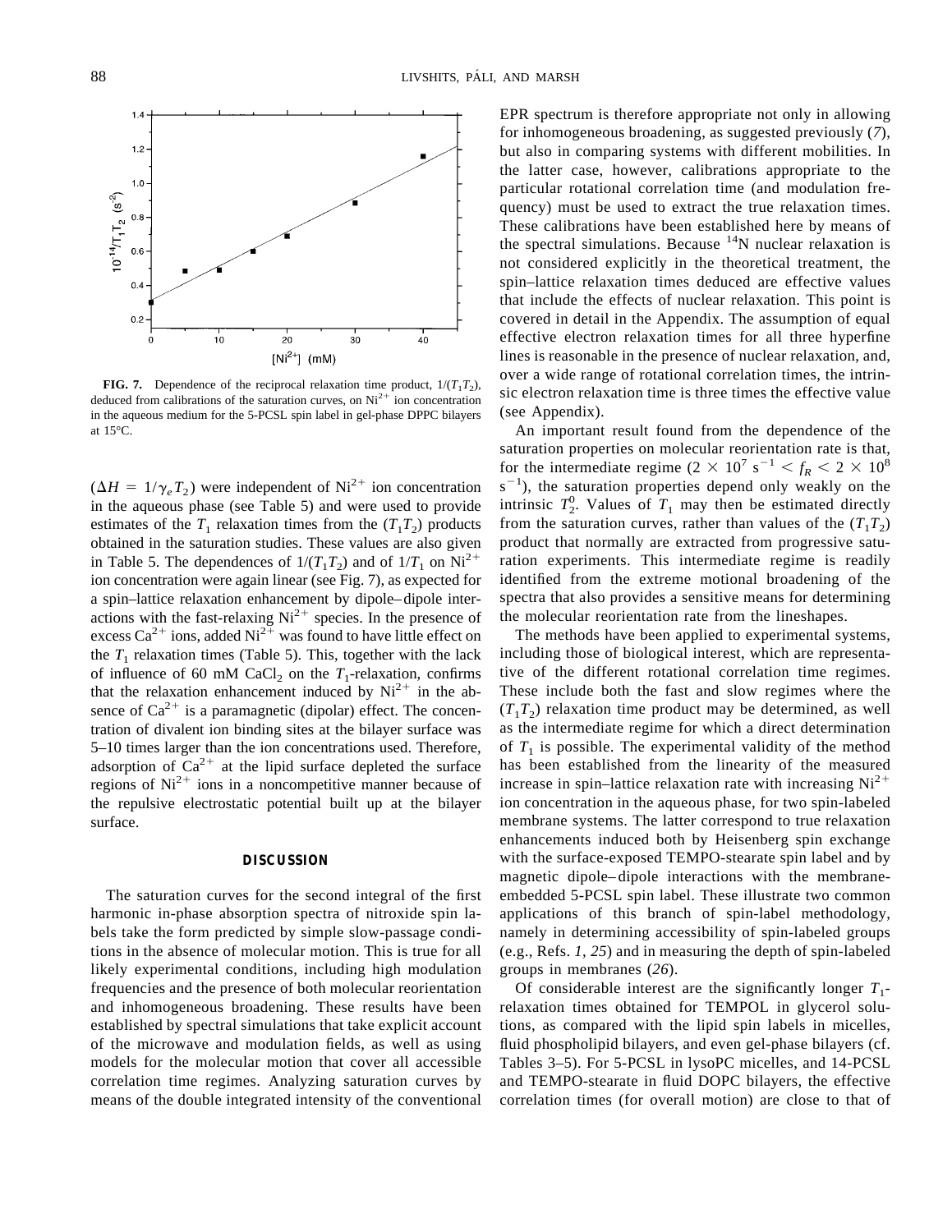**FIG. 7.** Dependence of the reciprocal relaxation time product, $1/(T_1T_2)$, deduced from calibrations of the saturation curves, on $Ni^{2+}$ ion concentration in the aqueous medium for the 5-PCSL spin label in gel-phase DPPC bilayers at 15°C.

($\Delta H = 1/\gamma_e T_2$) were independent of $Ni^{2+}$ ion concentration in the aqueous phase (see Table 5) and were used to provide estimates of the $T_1$ relaxation times from the ($T_1T_2$) products obtained in the saturation studies. These values are also given in Table 5. The dependences of $1/(T_1T_2)$ and of $1/T_1$ on $Ni^{2+}$ ion concentration were again linear (see Fig. 7), as expected for a spin–lattice relaxation enhancement by dipole–dipole interactions with the fast-relaxing $Ni^{2+}$ species. In the presence of excess $Ca^{2+}$ ions, added $Ni^{2+}$ was found to have little effect on the $T_1$ relaxation times (Table 5). This, together with the lack of influence of 60 mM $CaCl_2$ on the $T_1$-relaxation, confirms that the relaxation enhancement induced by $Ni^{2+}$ in the absence of $Ca^{2+}$ is a paramagnetic (dipolar) effect. The concentration of divalent ion binding sites at the bilayer surface was 5–10 times larger than the ion concentrations used. Therefore, adsorption of $Ca^{2+}$ at the lipid surface depleted the surface regions of $Ni^{2+}$ ions in a noncompetitive manner because of the repulsive electrostatic potential built up at the bilayer surface.

## DISCUSSION

The saturation curves for the second integral of the first harmonic in-phase absorption spectra of nitroxide spin labels take the form predicted by simple slow-passage conditions in the absence of molecular motion. This is true for all likely experimental conditions, including high modulation frequencies and the presence of both molecular reorientation and inhomogeneous broadening. These results have been established by spectral simulations that take explicit account of the microwave and modulation fields, as well as using models for the molecular motion that cover all accessible correlation time regimes. Analyzing saturation curves by means of the double integrated intensity of the conventional EPR spectrum is therefore appropriate not only in allowing for inhomogeneous broadening, as suggested previously (*7*), but also in comparing systems with different mobilities. In the latter case, however, calibrations appropriate to the particular rotational correlation time (and modulation frequency) must be used to extract the true relaxation times. These calibrations have been established here by means of the spectral simulations. Because $^{14}N$ nuclear relaxation is not considered explicitly in the theoretical treatment, the spin–lattice relaxation times deduced are effective values that include the effects of nuclear relaxation. This point is covered in detail in the Appendix. The assumption of equal effective electron relaxation times for all three hyperfine lines is reasonable in the presence of nuclear relaxation, and, over a wide range of rotational correlation times, the intrinsic electron relaxation time is three times the effective value (see Appendix).

An important result found from the dependence of the saturation properties on molecular reorientation rate is that, for the intermediate regime ($2 \times 10^7\ s^{-1} < f_R < 2 \times 10^8\ s^{-1}$), the saturation properties depend only weakly on the intrinsic $T_2^0$. Values of $T_1$ may then be estimated directly from the saturation curves, rather than values of the ($T_1T_2$) product that normally are extracted from progressive saturation experiments. This intermediate regime is readily identified from the extreme motional broadening of the spectra that also provides a sensitive means for determining the molecular reorientation rate from the lineshapes.

The methods have been applied to experimental systems, including those of biological interest, which are representative of the different rotational correlation time regimes. These include both the fast and slow regimes where the ($T_1T_2$) relaxation time product may be determined, as well as the intermediate regime for which a direct determination of $T_1$ is possible. The experimental validity of the method has been established from the linearity of the measured increase in spin–lattice relaxation rate with increasing $Ni^{2+}$ ion concentration in the aqueous phase, for two spin-labeled membrane systems. The latter correspond to true relaxation enhancements induced both by Heisenberg spin exchange with the surface-exposed TEMPO-stearate spin label and by magnetic dipole–dipole interactions with the membrane-embedded 5-PCSL spin label. These illustrate two common applications of this branch of spin-label methodology, namely in determining accessibility of spin-labeled groups (e.g., Refs. *1, 25*) and in measuring the depth of spin-labeled groups in membranes (*26*).

Of considerable interest are the significantly longer $T_1$-relaxation times obtained for TEMPOL in glycerol solutions, as compared with the lipid spin labels in micelles, fluid phospholipid bilayers, and even gel-phase bilayers (cf. Tables 3–5). For 5-PCSL in lysoPC micelles, and 14-PCSL and TEMPO-stearate in fluid DOPC bilayers, the effective correlation times (for overall motion) are close to that of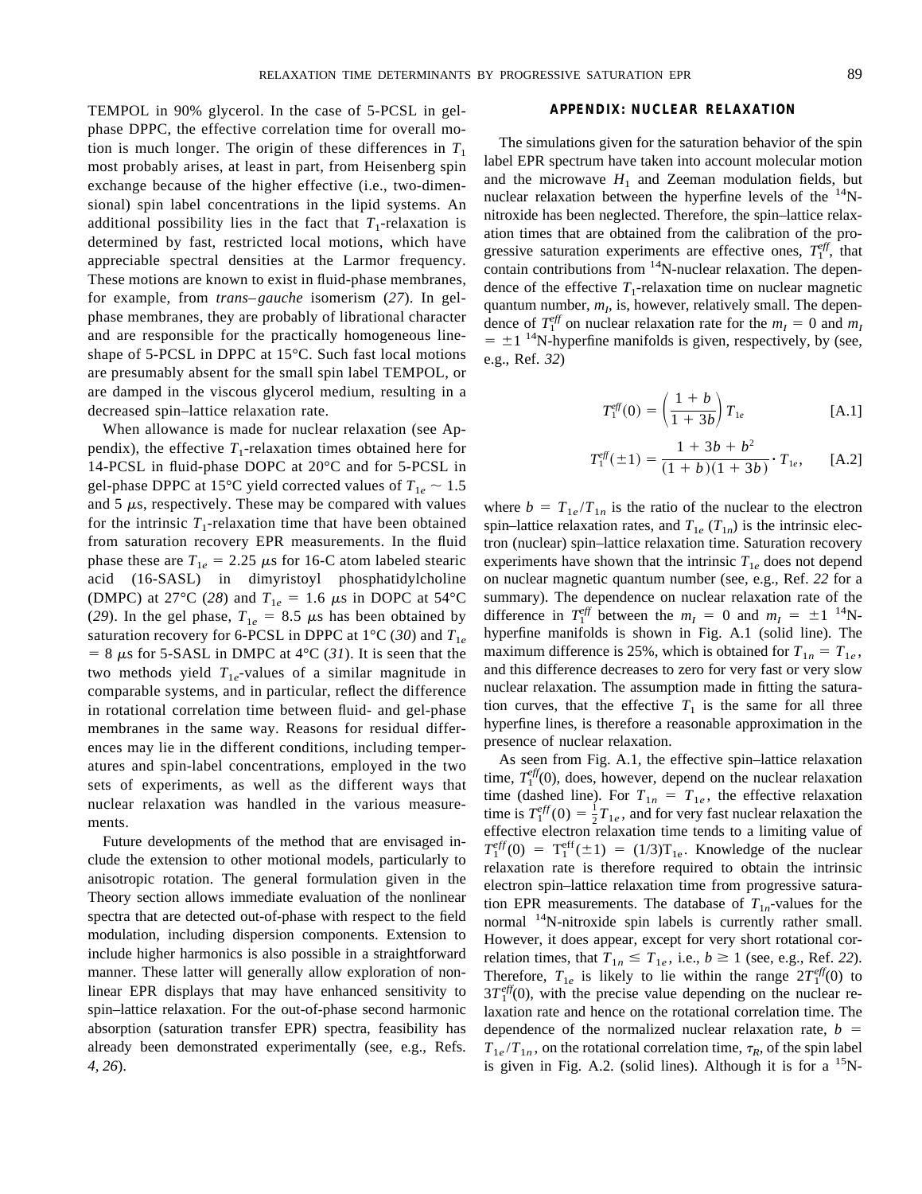TEMPOL in 90% glycerol. In the case of 5-PCSL in gel-phase DPPC, the effective correlation time for overall motion is much longer. The origin of these differences in $T_1$ most probably arises, at least in part, from Heisenberg spin exchange because of the higher effective (i.e., two-dimensional) spin label concentrations in the lipid systems. An additional possibility lies in the fact that $T_1$-relaxation is determined by fast, restricted local motions, which have appreciable spectral densities at the Larmor frequency. These motions are known to exist in fluid-phase membranes, for example, from *trans–gauche* isomerism (*27*). In gel-phase membranes, they are probably of librational character and are responsible for the practically homogeneous lineshape of 5-PCSL in DPPC at 15°C. Such fast local motions are presumably absent for the small spin label TEMPOL, or are damped in the viscous glycerol medium, resulting in a decreased spin–lattice relaxation rate.

When allowance is made for nuclear relaxation (see Appendix), the effective $T_1$-relaxation times obtained here for 14-PCSL in fluid-phase DOPC at 20°C and for 5-PCSL in gel-phase DPPC at 15°C yield corrected values of $T_{1e} \sim 1.5$ and 5 μs, respectively. These may be compared with values for the intrinsic $T_1$-relaxation time that have been obtained from saturation recovery EPR measurements. In the fluid phase these are $T_{1e} = 2.25$ μs for 16-C atom labeled stearic acid (16-SASL) in dimyristoyl phosphatidylcholine (DMPC) at 27°C (*28*) and $T_{1e} = 1.6$ μs in DOPC at 54°C (*29*). In the gel phase, $T_{1e} = 8.5$ μs has been obtained by saturation recovery for 6-PCSL in DPPC at 1°C (*30*) and $T_{1e} = 8$ μs for 5-SASL in DMPC at 4°C (*31*). It is seen that the two methods yield $T_{1e}$-values of a similar magnitude in comparable systems, and in particular, reflect the difference in rotational correlation time between fluid- and gel-phase membranes in the same way. Reasons for residual differences may lie in the different conditions, including temperatures and spin-label concentrations, employed in the two sets of experiments, as well as the different ways that nuclear relaxation was handled in the various measurements.

Future developments of the method that are envisaged include the extension to other motional models, particularly to anisotropic rotation. The general formulation given in the Theory section allows immediate evaluation of the nonlinear spectra that are detected out-of-phase with respect to the field modulation, including dispersion components. Extension to include higher harmonics is also possible in a straightforward manner. These latter will generally allow exploration of nonlinear EPR displays that may have enhanced sensitivity to spin–lattice relaxation. For the out-of-phase second harmonic absorption (saturation transfer EPR) spectra, feasibility has already been demonstrated experimentally (see, e.g., Refs. *4, 26*).

## APPENDIX: NUCLEAR RELAXATION

The simulations given for the saturation behavior of the spin label EPR spectrum have taken into account molecular motion and the microwave $H_1$ and Zeeman modulation fields, but nuclear relaxation between the hyperfine levels of the $^{14}$N-nitroxide has been neglected. Therefore, the spin–lattice relaxation times that are obtained from the calibration of the progressive saturation experiments are effective ones, $T_1^{eff}$, that contain contributions from $^{14}$N-nuclear relaxation. The dependence of the effective $T_1$-relaxation time on nuclear magnetic quantum number, $m_I$, is, however, relatively small. The dependence of $T_1^{eff}$ on nuclear relaxation rate for the $m_I = 0$ and $m_I = \pm 1$ $^{14}$N-hyperfine manifolds is given, respectively, by (see, e.g., Ref. *32*)

$$T_1^{eff}(0) = \left(\frac{1+b}{1+3b}\right) T_{1e} \qquad \text{[A.1]}$$

$$T_1^{eff}(\pm 1) = \frac{1+3b+b^2}{(1+b)(1+3b)} \cdot T_{1e}, \qquad \text{[A.2]}$$

where $b = T_{1e}/T_{1n}$ is the ratio of the nuclear to the electron spin–lattice relaxation rates, and $T_{1e}$ ($T_{1n}$) is the intrinsic electron (nuclear) spin–lattice relaxation time. Saturation recovery experiments have shown that the intrinsic $T_{1e}$ does not depend on nuclear magnetic quantum number (see, e.g., Ref. *22* for a summary). The dependence on nuclear relaxation rate of the difference in $T_1^{eff}$ between the $m_I = 0$ and $m_I = \pm 1$ $^{14}$N-hyperfine manifolds is shown in Fig. A.1 (solid line). The maximum difference is 25%, which is obtained for $T_{1n} = T_{1e}$, and this difference decreases to zero for very fast or very slow nuclear relaxation. The assumption made in fitting the saturation curves, that the effective $T_1$ is the same for all three hyperfine lines, is therefore a reasonable approximation in the presence of nuclear relaxation.

As seen from Fig. A.1, the effective spin–lattice relaxation time, $T_1^{eff}(0)$, does, however, depend on the nuclear relaxation time (dashed line). For $T_{1n} = T_{1e}$, the effective relaxation time is $T_1^{eff}(0) = \frac{1}{2}T_{1e}$, and for very fast nuclear relaxation the effective electron relaxation time tends to a limiting value of $T_1^{eff}(0) = T_1^{eff}(\pm 1) = (1/3)T_{1e}$. Knowledge of the nuclear relaxation rate is therefore required to obtain the intrinsic electron spin–lattice relaxation time from progressive saturation EPR measurements. The database of $T_{1n}$-values for the normal $^{14}$N-nitroxide spin labels is currently rather small. However, it does appear, except for very short rotational correlation times, that $T_{1n} \leq T_{1e}$, i.e., $b \geq 1$ (see, e.g., Ref. *22*). Therefore, $T_{1e}$ is likely to lie within the range $2T_1^{eff}(0)$ to $3T_1^{eff}(0)$, with the precise value depending on the nuclear relaxation rate and hence on the rotational correlation time. The dependence of the normalized nuclear relaxation rate, $b = T_{1e}/T_{1n}$, on the rotational correlation time, $\tau_R$, of the spin label is given in Fig. A.2. (solid lines). Although it is for a $^{15}$N-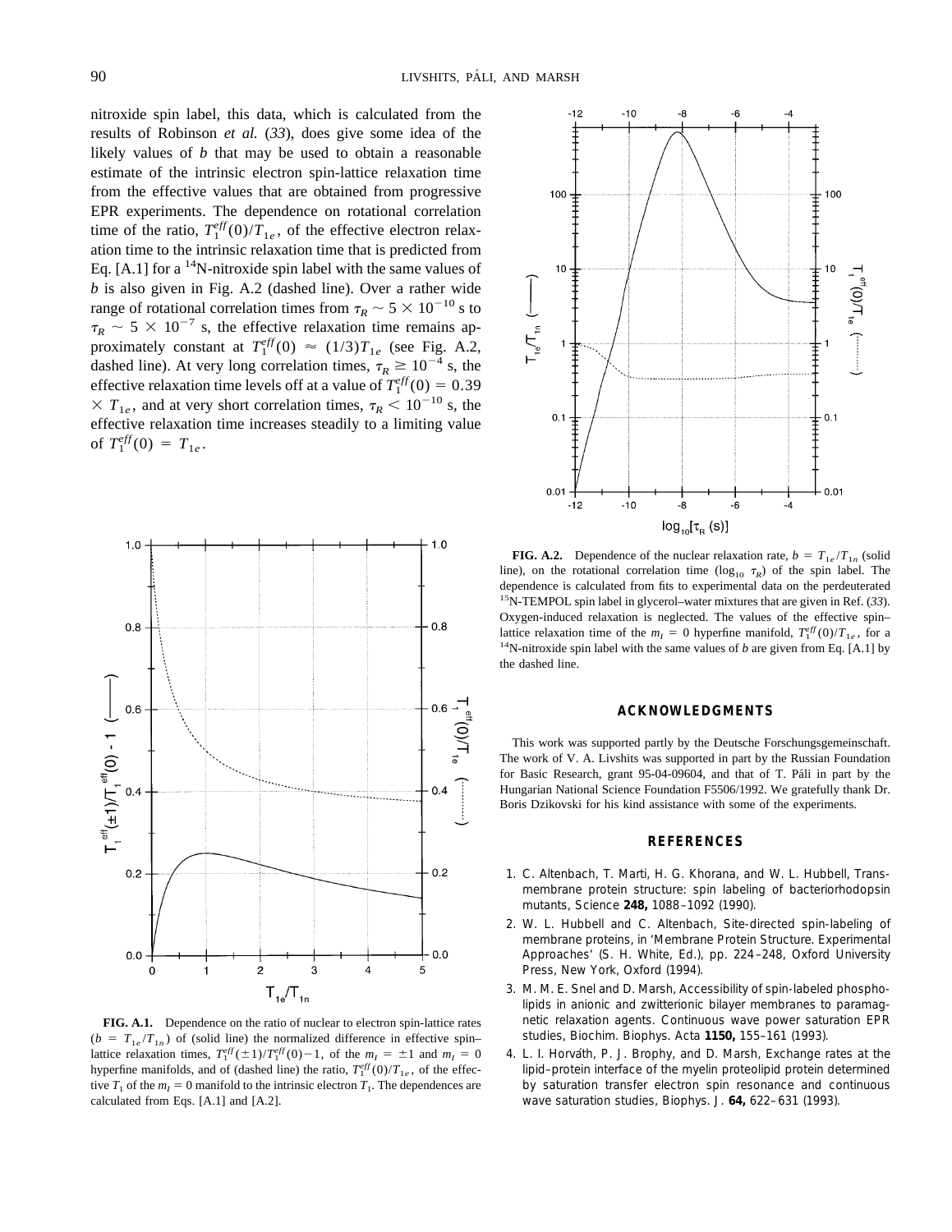nitroxide spin label, this data, which is calculated from the results of Robinson *et al.* (*33*), does give some idea of the likely values of $b$ that may be used to obtain a reasonable estimate of the intrinsic electron spin-lattice relaxation time from the effective values that are obtained from progressive EPR experiments. The dependence on rotational correlation time of the ratio, $T_1^{eff}(0)/T_{1e}$, of the effective electron relaxation time to the intrinsic relaxation time that is predicted from Eq. [A.1] for a $^{14}$N-nitroxide spin label with the same values of $b$ is also given in Fig. A.2 (dashed line). Over a rather wide range of rotational correlation times from $\tau_R \sim 5 \times 10^{-10}$ s to $\tau_R \sim 5 \times 10^{-7}$ s, the effective relaxation time remains approximately constant at $T_1^{eff}(0) \approx (1/3)T_{1e}$ (see Fig. A.2, dashed line). At very long correlation times, $\tau_R \geq 10^{-4}$ s, the effective relaxation time levels off at a value of $T_1^{eff}(0) = 0.39 \times T_{1e}$, and at very short correlation times, $\tau_R < 10^{-10}$ s, the effective relaxation time increases steadily to a limiting value of $T_1^{eff}(0) = T_{1e}$.

**FIG. A.1.** Dependence on the ratio of nuclear to electron spin-lattice rates ($b = T_{1e}/T_{1n}$) of (solid line) the normalized difference in effective spin–lattice relaxation times, $T_1^{eff}(\pm 1)/T_1^{eff}(0) - 1$, of the $m_I = \pm 1$ and $m_I = 0$ hyperfine manifolds, and of (dashed line) the ratio, $T_1^{eff}(0)/T_{1e}$, of the effective $T_1$ of the $m_I = 0$ manifold to the intrinsic electron $T_1$. The dependences are calculated from Eqs. [A.1] and [A.2].

**FIG. A.2.** Dependence of the nuclear relaxation rate, $b = T_{1e}/T_{1n}$ (solid line), on the rotational correlation time ($\log_{10} \tau_R$) of the spin label. The dependence is calculated from fits to experimental data on the perdeuterated $^{15}$N-TEMPOL spin label in glycerol–water mixtures that are given in Ref. (*33*). Oxygen-induced relaxation is neglected. The values of the effective spin–lattice relaxation time of the $m_I = 0$ hyperfine manifold, $T_1^{eff}(0)/T_{1e}$, for a $^{14}$N-nitroxide spin label with the same values of $b$ are given from Eq. [A.1] by the dashed line.

## ACKNOWLEDGMENTS

This work was supported partly by the Deutsche Forschungsgemeinschaft. The work of V. A. Livshits was supported in part by the Russian Foundation for Basic Research, grant 95-04-09604, and that of T. Páli in part by the Hungarian National Science Foundation F5506/1992. We gratefully thank Dr. Boris Dzikovski for his kind assistance with some of the experiments.

## REFERENCES

1. C. Altenbach, T. Marti, H. G. Khorana, and W. L. Hubbell, Transmembrane protein structure: spin labeling of bacteriorhodopsin mutants, Science **248,** 1088–1092 (1990).
2. W. L. Hubbell and C. Altenbach, Site-directed spin-labeling of membrane proteins, in 'Membrane Protein Structure. Experimental Approaches' (S. H. White, Ed.), pp. 224–248, Oxford University Press, New York, Oxford (1994).
3. M. M. E. Snel and D. Marsh, Accessibility of spin-labeled phospholipids in anionic and zwitterionic bilayer membranes to paramagnetic relaxation agents. Continuous wave power saturation EPR studies, Biochim. Biophys. Acta **1150,** 155–161 (1993).
4. L. I. Horváth, P. J. Brophy, and D. Marsh, Exchange rates at the lipid–protein interface of the myelin proteolipid protein determined by saturation transfer electron spin resonance and continuous wave saturation studies, Biophys. J. **64,** 622–631 (1993).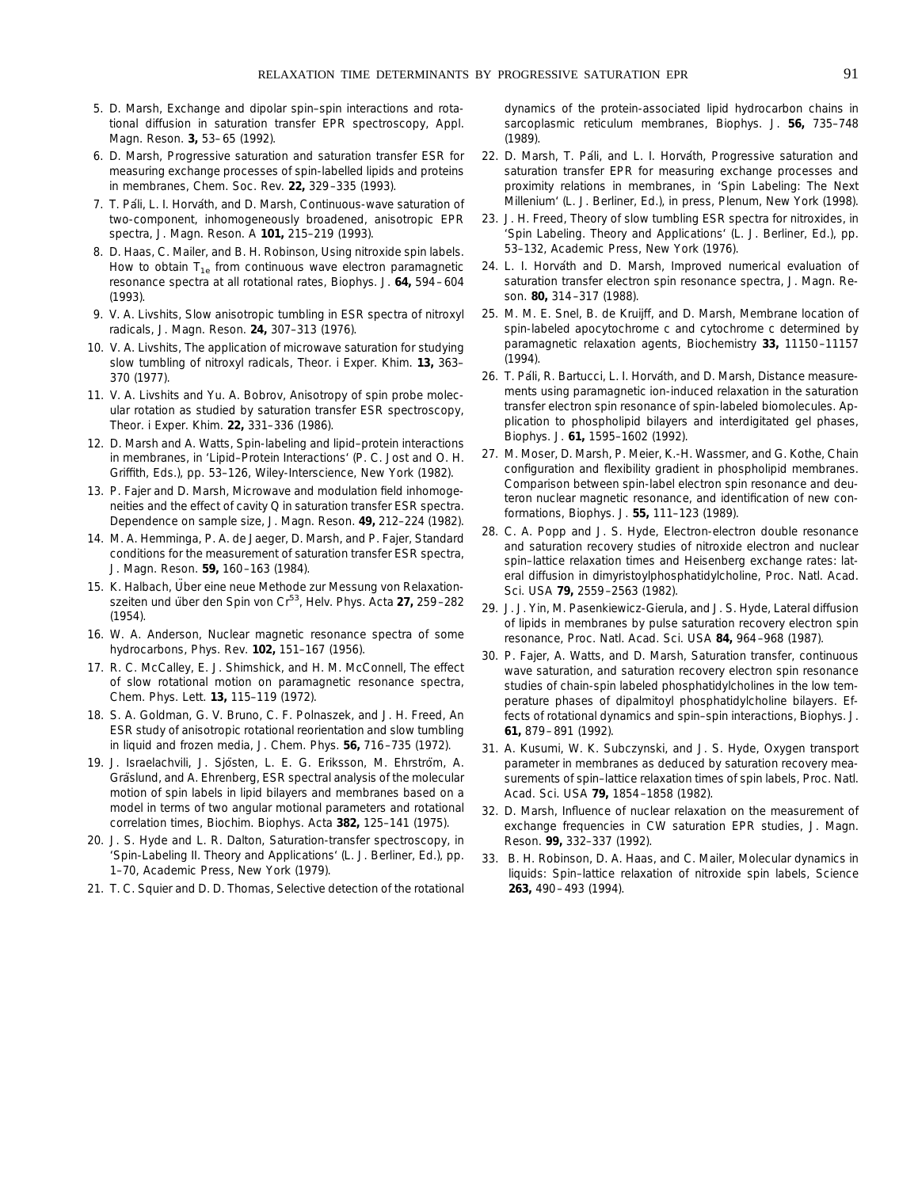5. D. Marsh, Exchange and dipolar spin–spin interactions and rotational diffusion in saturation transfer EPR spectroscopy, Appl. Magn. Reson. **3,** 53–65 (1992).
6. D. Marsh, Progressive saturation and saturation transfer ESR for measuring exchange processes of spin-labelled lipids and proteins in membranes, Chem. Soc. Rev. **22,** 329–335 (1993).
7. T. Páli, L. I. Horváth, and D. Marsh, Continuous-wave saturation of two-component, inhomogeneously broadened, anisotropic EPR spectra, J. Magn. Reson. A **101,** 215–219 (1993).
8. D. Haas, C. Mailer, and B. H. Robinson, Using nitroxide spin labels. How to obtain $T_{1e}$ from continuous wave electron paramagnetic resonance spectra at all rotational rates, Biophys. J. **64,** 594–604 (1993).
9. V. A. Livshits, Slow anisotropic tumbling in ESR spectra of nitroxyl radicals, J. Magn. Reson. **24,** 307–313 (1976).
10. V. A. Livshits, The application of microwave saturation for studying slow tumbling of nitroxyl radicals, Theor. i Exper. Khim. **13,** 363–370 (1977).
11. V. A. Livshits and Yu. A. Bobrov, Anisotropy of spin probe molecular rotation as studied by saturation transfer ESR spectroscopy, Theor. i Exper. Khim. **22,** 331–336 (1986).
12. D. Marsh and A. Watts, Spin-labeling and lipid–protein interactions in membranes, in 'Lipid–Protein Interactions' (P. C. Jost and O. H. Griffith, Eds.), pp. 53–126, Wiley-Interscience, New York (1982).
13. P. Fajer and D. Marsh, Microwave and modulation field inhomogeneities and the effect of cavity Q in saturation transfer ESR spectra. Dependence on sample size, J. Magn. Reson. **49,** 212–224 (1982).
14. M. A. Hemminga, P. A. de Jaeger, D. Marsh, and P. Fajer, Standard conditions for the measurement of saturation transfer ESR spectra, J. Magn. Reson. **59,** 160–163 (1984).
15. K. Halbach, Über eine neue Methode zur Messung von Relaxationszeiten und über den Spin von $Cr^{53}$, Helv. Phys. Acta **27,** 259–282 (1954).
16. W. A. Anderson, Nuclear magnetic resonance spectra of some hydrocarbons, Phys. Rev. **102,** 151–167 (1956).
17. R. C. McCalley, E. J. Shimshick, and H. M. McConnell, The effect of slow rotational motion on paramagnetic resonance spectra, Chem. Phys. Lett. **13,** 115–119 (1972).
18. S. A. Goldman, G. V. Bruno, C. F. Polnaszek, and J. H. Freed, An ESR study of anisotropic rotational reorientation and slow tumbling in liquid and frozen media, J. Chem. Phys. **56,** 716–735 (1972).
19. J. Israelachvili, J. Sjősten, L. E. G. Eriksson, M. Ehrström, A. Gräslund, and A. Ehrenberg, ESR spectral analysis of the molecular motion of spin labels in lipid bilayers and membranes based on a model in terms of two angular motional parameters and rotational correlation times, Biochim. Biophys. Acta **382,** 125–141 (1975).
20. J. S. Hyde and L. R. Dalton, Saturation-transfer spectroscopy, in 'Spin-Labeling II. Theory and Applications' (L. J. Berliner, Ed.), pp. 1–70, Academic Press, New York (1979).
21. T. C. Squier and D. D. Thomas, Selective detection of the rotational dynamics of the protein-associated lipid hydrocarbon chains in sarcoplasmic reticulum membranes, Biophys. J. **56,** 735–748 (1989).
22. D. Marsh, T. Páli, and L. I. Horváth, Progressive saturation and saturation transfer EPR for measuring exchange processes and proximity relations in membranes, in 'Spin Labeling: The Next Millenium' (L. J. Berliner, Ed.), in press, Plenum, New York (1998).
23. J. H. Freed, Theory of slow tumbling ESR spectra for nitroxides, in 'Spin Labeling. Theory and Applications' (L. J. Berliner, Ed.), pp. 53–132, Academic Press, New York (1976).
24. L. I. Horváth and D. Marsh, Improved numerical evaluation of saturation transfer electron spin resonance spectra, J. Magn. Reson. **80,** 314–317 (1988).
25. M. M. E. Snel, B. de Kruijff, and D. Marsh, Membrane location of spin-labeled apocytochrome c and cytochrome c determined by paramagnetic relaxation agents, Biochemistry **33,** 11150–11157 (1994).
26. T. Páli, R. Bartucci, L. I. Horváth, and D. Marsh, Distance measurements using paramagnetic ion-induced relaxation in the saturation transfer electron spin resonance of spin-labeled biomolecules. Application to phospholipid bilayers and interdigitated gel phases, Biophys. J. **61,** 1595–1602 (1992).
27. M. Moser, D. Marsh, P. Meier, K.-H. Wassmer, and G. Kothe, Chain configuration and flexibility gradient in phospholipid membranes. Comparison between spin-label electron spin resonance and deuteron nuclear magnetic resonance, and identification of new conformations, Biophys. J. **55,** 111–123 (1989).
28. C. A. Popp and J. S. Hyde, Electron-electron double resonance and saturation recovery studies of nitroxide electron and nuclear spin–lattice relaxation times and Heisenberg exchange rates: lateral diffusion in dimyristoylphosphatidylcholine, Proc. Natl. Acad. Sci. USA **79,** 2559–2563 (1982).
29. J. J. Yin, M. Pasenkiewicz-Gierula, and J. S. Hyde, Lateral diffusion of lipids in membranes by pulse saturation recovery electron spin resonance, Proc. Natl. Acad. Sci. USA **84,** 964–968 (1987).
30. P. Fajer, A. Watts, and D. Marsh, Saturation transfer, continuous wave saturation, and saturation recovery electron spin resonance studies of chain-spin labeled phosphatidylcholines in the low temperature phases of dipalmitoyl phosphatidylcholine bilayers. Effects of rotational dynamics and spin–spin interactions, Biophys. J. **61,** 879–891 (1992).
31. A. Kusumi, W. K. Subczynski, and J. S. Hyde, Oxygen transport parameter in membranes as deduced by saturation recovery measurements of spin–lattice relaxation times of spin labels, Proc. Natl. Acad. Sci. USA **79,** 1854–1858 (1982).
32. D. Marsh, Influence of nuclear relaxation on the measurement of exchange frequencies in CW saturation EPR studies, J. Magn. Reson. **99,** 332–337 (1992).
33. B. H. Robinson, D. A. Haas, and C. Mailer, Molecular dynamics in liquids: Spin–lattice relaxation of nitroxide spin labels, Science **263,** 490–493 (1994).